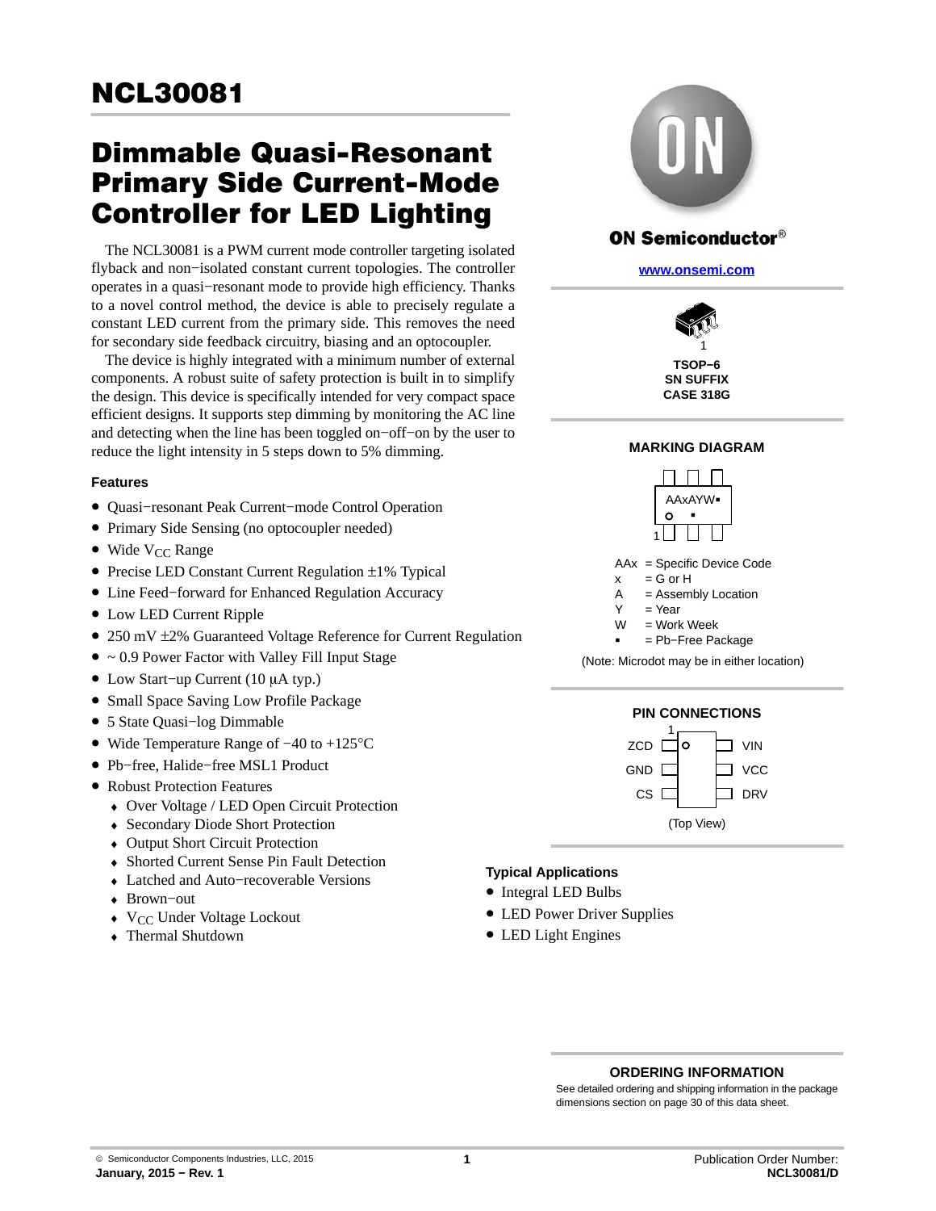# NCL30081

## Dimmable Quasi-Resonant Primary Side Current-Mode Controller for LED Lighting

The NCL30081 is a PWM current mode controller targeting isolated flyback and non−isolated constant current topologies. The controller operates in a quasi−resonant mode to provide high efficiency. Thanks to a novel control method, the device is able to precisely regulate a constant LED current from the primary side. This removes the need for secondary side feedback circuitry, biasing and an optocoupler.

The device is highly integrated with a minimum number of external components. A robust suite of safety protection is built in to simplify the design. This device is specifically intended for very compact space efficient designs. It supports step dimming by monitoring the AC line and detecting when the line has been toggled on−off−on by the user to reduce the light intensity in 5 steps down to 5% dimming.

### Features

- Quasi−resonant Peak Current−mode Control Operation
- Primary Side Sensing (no optocoupler needed)
- Wide $V_{CC}$ Range
- Precise LED Constant Current Regulation ±1% Typical
- Line Feed−forward for Enhanced Regulation Accuracy
- Low LED Current Ripple
- 250 mV ±2% Guaranteed Voltage Reference for Current Regulation
- ~ 0.9 Power Factor with Valley Fill Input Stage
- Low Start−up Current (10 μA typ.)
- Small Space Saving Low Profile Package
- 5 State Quasi−log Dimmable
- Wide Temperature Range of −40 to +125°C
- Pb−free, Halide−free MSL1 Product
- Robust Protection Features
  - Over Voltage / LED Open Circuit Protection
  - Secondary Diode Short Protection
  - Output Short Circuit Protection
  - Shorted Current Sense Pin Fault Detection
  - Latched and Auto−recoverable Versions
  - Brown−out
  - $V_{CC}$ Under Voltage Lockout
  - Thermal Shutdown

ON Semiconductor®

www.onsemi.com

TSOP−6
SN SUFFIX
CASE 318G

### MARKING DIAGRAM

AAxAYW▪
▪

AAx = Specific Device Code
x = G or H
A = Assembly Location
Y = Year
W = Work Week
▪ = Pb−Free Package

(Note: Microdot may be in either location)

### PIN CONNECTIONS

| Pin | Left | Right | Pin |
|---|---|---|---|
| 1 | ZCD | VIN | 6 |
| 2 | GND | VCC | 5 |
| 3 | CS | DRV | 4 |

(Top View)

### Typical Applications

- Integral LED Bulbs
- LED Power Driver Supplies
- LED Light Engines

### ORDERING INFORMATION

See detailed ordering and shipping information in the package dimensions section on page 30 of this data sheet.

© Semiconductor Components Industries, LLC, 2015
January, 2015 − Rev. 1

Publication Order Number:
NCL30081/D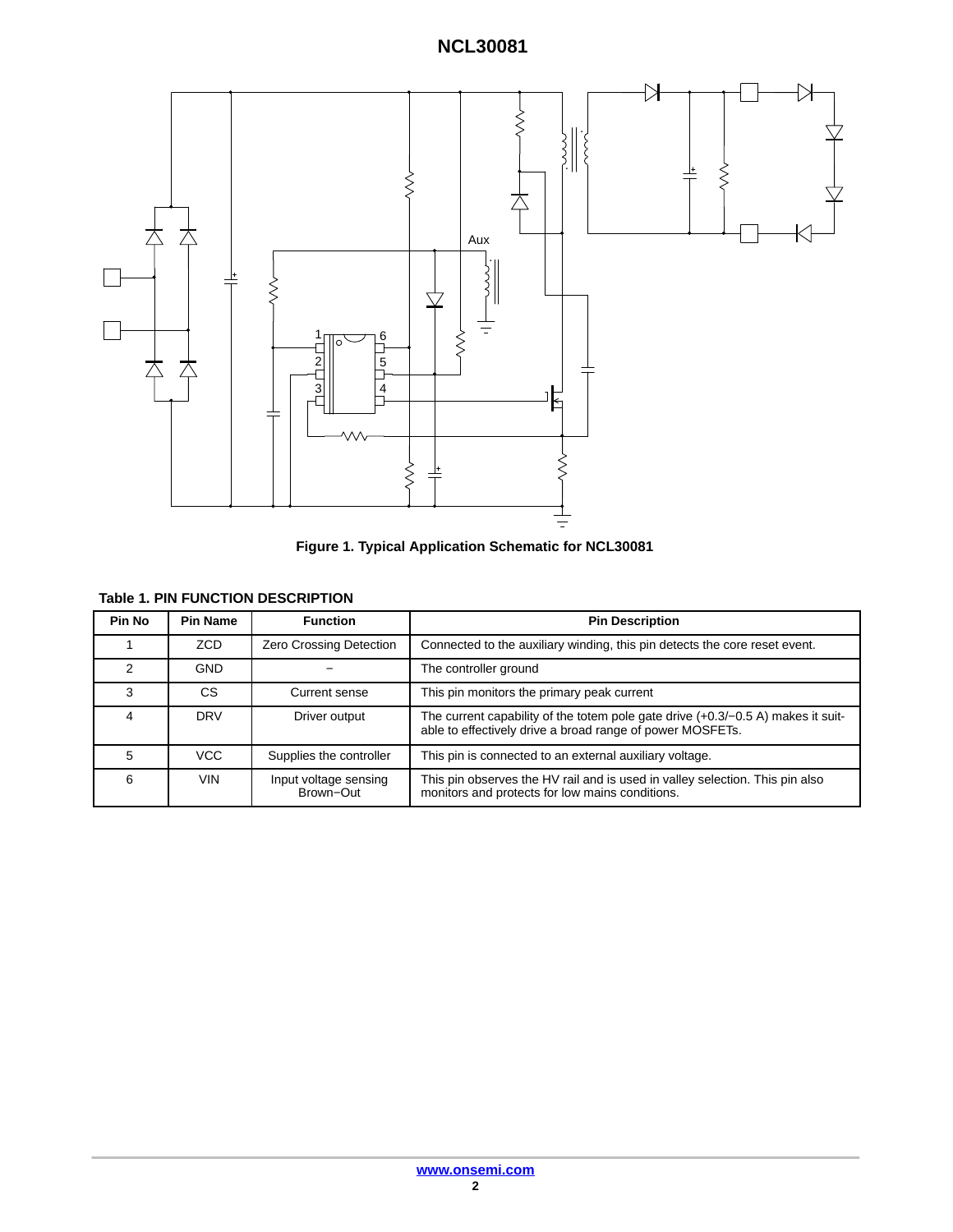Figure 1. Typical Application Schematic for NCL30081

**Table 1. PIN FUNCTION DESCRIPTION**

| Pin No | Pin Name | Function | Pin Description |
|---|---|---|---|
| 1 | ZCD | Zero Crossing Detection | Connected to the auxiliary winding, this pin detects the core reset event. |
| 2 | GND | – | The controller ground |
| 3 | CS | Current sense | This pin monitors the primary peak current |
| 4 | DRV | Driver output | The current capability of the totem pole gate drive (+0.3/−0.5 A) makes it suitable to effectively drive a broad range of power MOSFETs. |
| 5 | VCC | Supplies the controller | This pin is connected to an external auxiliary voltage. |
| 6 | VIN | Input voltage sensing Brown−Out | This pin observes the HV rail and is used in valley selection. This pin also monitors and protects for low mains conditions. |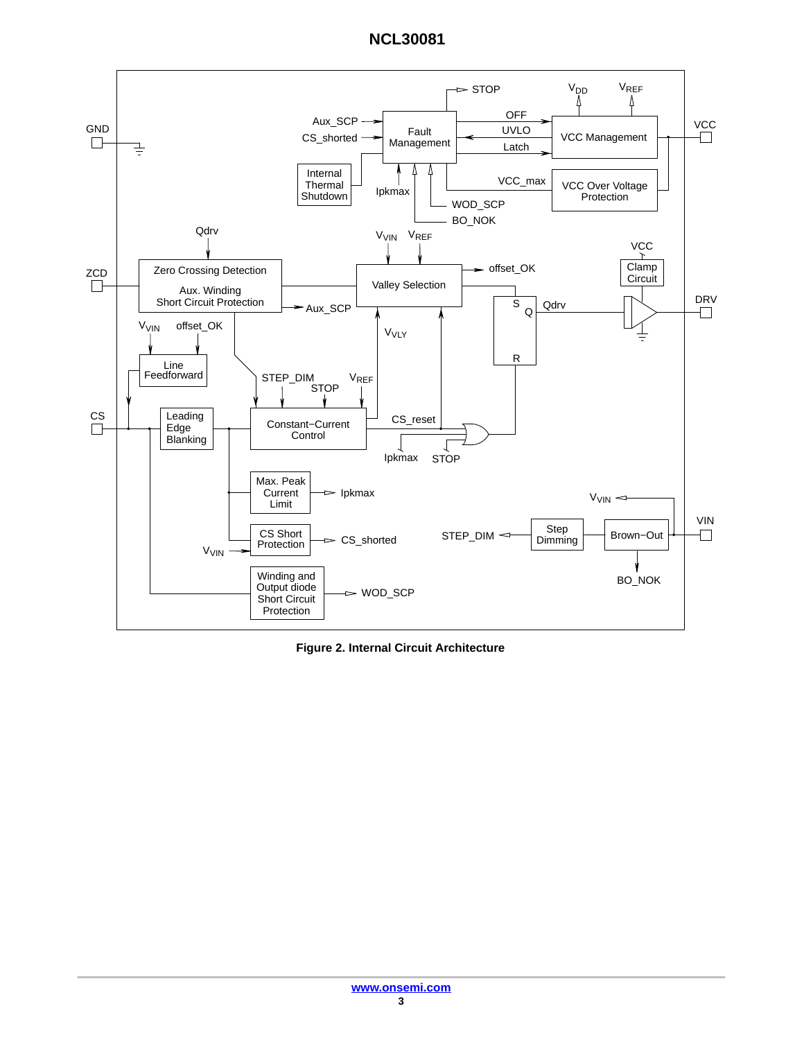Figure 2. Internal Circuit Architecture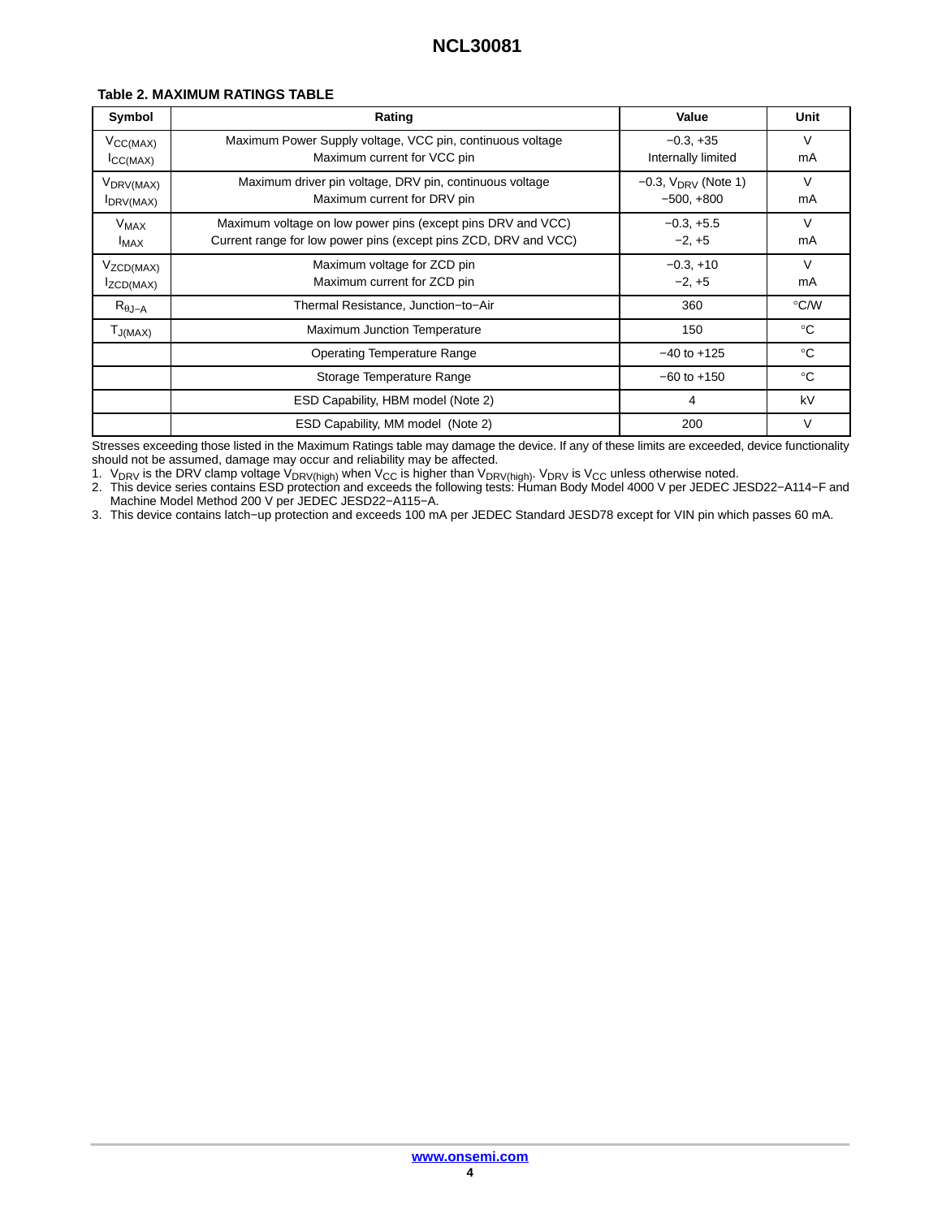**Table 2. MAXIMUM RATINGS TABLE**

| Symbol | Rating | Value | Unit |
|---|---|---|---|
| $V_{CC(MAX)}$<br>$I_{CC(MAX)}$ | Maximum Power Supply voltage, VCC pin, continuous voltage<br>Maximum current for VCC pin | −0.3, +35<br>Internally limited | V<br>mA |
| $V_{DRV(MAX)}$<br>$I_{DRV(MAX)}$ | Maximum driver pin voltage, DRV pin, continuous voltage<br>Maximum current for DRV pin | −0.3, $V_{DRV}$ (Note 1)<br>−500, +800 | V<br>mA |
| $V_{MAX}$<br>$I_{MAX}$ | Maximum voltage on low power pins (except pins DRV and VCC)<br>Current range for low power pins (except pins ZCD, DRV and VCC) | −0.3, +5.5<br>−2, +5 | V<br>mA |
| $V_{ZCD(MAX)}$<br>$I_{ZCD(MAX)}$ | Maximum voltage for ZCD pin<br>Maximum current for ZCD pin | −0.3, +10<br>−2, +5 | V<br>mA |
| $R_{\theta J-A}$ | Thermal Resistance, Junction−to−Air | 360 | °C/W |
| $T_{J(MAX)}$ | Maximum Junction Temperature | 150 | °C |
| | Operating Temperature Range | −40 to +125 | °C |
| | Storage Temperature Range | −60 to +150 | °C |
| | ESD Capability, HBM model (Note 2) | 4 | kV |
| | ESD Capability, MM model (Note 2) | 200 | V |

Stresses exceeding those listed in the Maximum Ratings table may damage the device. If any of these limits are exceeded, device functionality should not be assumed, damage may occur and reliability may be affected.

1. $V_{DRV}$ is the DRV clamp voltage $V_{DRV(high)}$ when $V_{CC}$ is higher than $V_{DRV(high)}$. $V_{DRV}$ is $V_{CC}$ unless otherwise noted.
2. This device series contains ESD protection and exceeds the following tests: Human Body Model 4000 V per JEDEC JESD22−A114−F and Machine Model Method 200 V per JEDEC JESD22−A115−A.
3. This device contains latch−up protection and exceeds 100 mA per JEDEC Standard JESD78 except for VIN pin which passes 60 mA.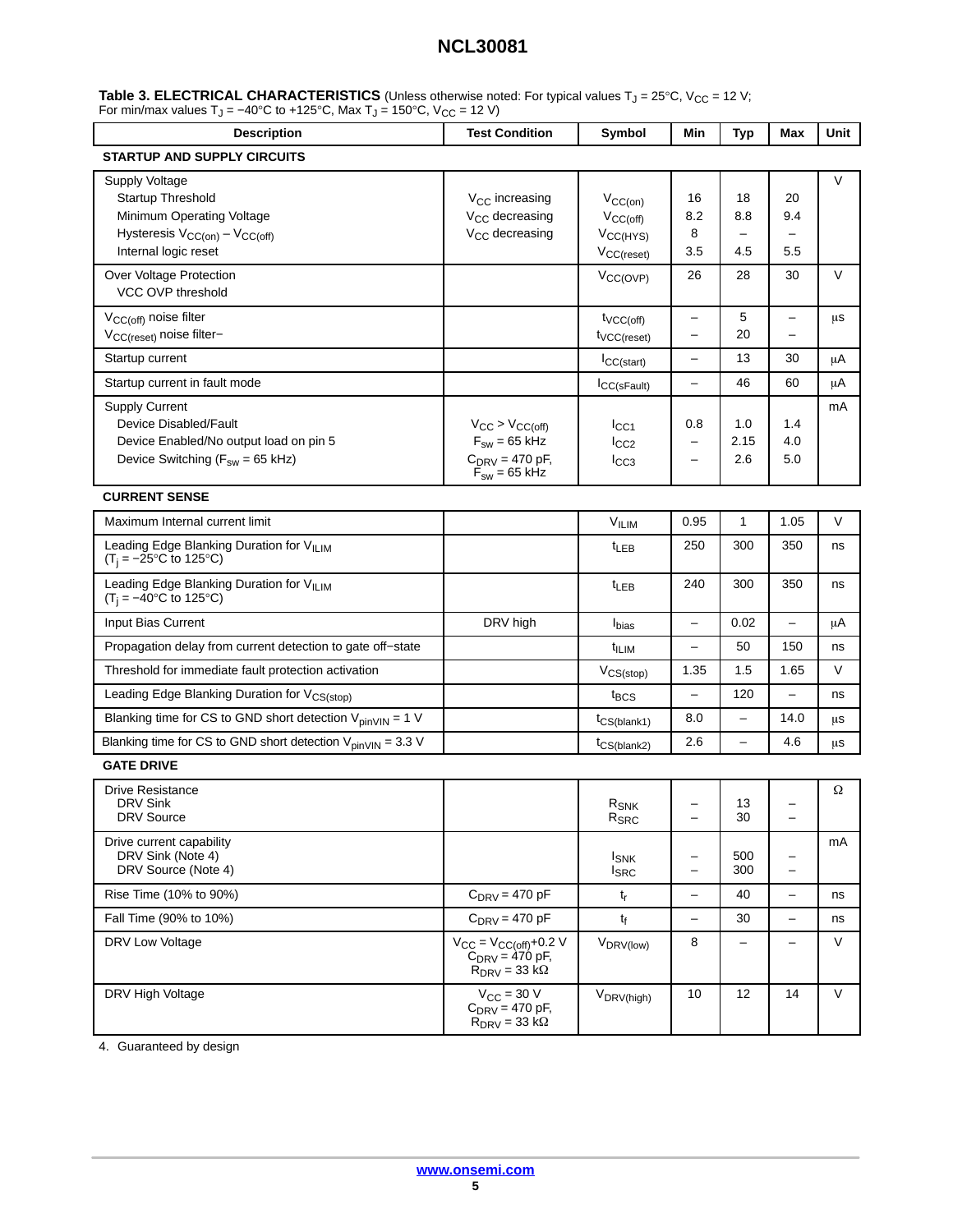**Table 3. ELECTRICAL CHARACTERISTICS** (Unless otherwise noted: For typical values $T_J = 25°C$, $V_{CC} = 12$ V; For min/max values $T_J = −40°C$ to +125°C, Max $T_J = 150°C$, $V_{CC} = 12$ V)

| Description | Test Condition | Symbol | Min | Typ | Max | Unit |
|---|---|---|---|---|---|---|
| **STARTUP AND SUPPLY CIRCUITS** | | | | | | |
| Supply Voltage | | | | | | V |
| Startup Threshold | $V_{CC}$ increasing | $V_{CC(on)}$ | 16 | 18 | 20 | |
| Minimum Operating Voltage | $V_{CC}$ decreasing | $V_{CC(off)}$ | 8.2 | 8.8 | 9.4 | |
| Hysteresis $V_{CC(on)} – V_{CC(off)}$ | $V_{CC}$ decreasing | $V_{CC(HYS)}$ | 8 | – | – | |
| Internal logic reset | | $V_{CC(reset)}$ | 3.5 | 4.5 | 5.5 | |
| Over Voltage Protection<br>VCC OVP threshold | | $V_{CC(OVP)}$ | 26 | 28 | 30 | V |
| $V_{CC(off)}$ noise filter | | $t_{VCC(off)}$ | – | 5 | – | μs |
| $V_{CC(reset)}$ noise filter− | | $t_{VCC(reset)}$ | – | 20 | – | |
| Startup current | | $I_{CC(start)}$ | – | 13 | 30 | μA |
| Startup current in fault mode | | $I_{CC(sFault)}$ | – | 46 | 60 | μA |
| Supply Current | | | | | | mA |
| Device Disabled/Fault | $V_{CC} > V_{CC(off)}$ | $I_{CC1}$ | 0.8 | 1.0 | 1.4 | |
| Device Enabled/No output load on pin 5 | $F_{sw} = 65$ kHz | $I_{CC2}$ | – | 2.15 | 4.0 | |
| Device Switching ($F_{sw} = 65$ kHz) | $C_{DRV} = 470$ pF, $F_{sw} = 65$ kHz | $I_{CC3}$ | – | 2.6 | 5.0 | |
| **CURRENT SENSE** | | | | | | |
| Maximum Internal current limit | | $V_{ILIM}$ | 0.95 | 1 | 1.05 | V |
| Leading Edge Blanking Duration for $V_{ILIM}$ ($T_j = −25°C$ to 125°C) | | $t_{LEB}$ | 250 | 300 | 350 | ns |
| Leading Edge Blanking Duration for $V_{ILIM}$ ($T_j = −40°C$ to 125°C) | | $t_{LEB}$ | 240 | 300 | 350 | ns |
| Input Bias Current | DRV high | $I_{bias}$ | – | 0.02 | – | μA |
| Propagation delay from current detection to gate off−state | | $t_{ILIM}$ | – | 50 | 150 | ns |
| Threshold for immediate fault protection activation | | $V_{CS(stop)}$ | 1.35 | 1.5 | 1.65 | V |
| Leading Edge Blanking Duration for $V_{CS(stop)}$ | | $t_{BCS}$ | – | 120 | – | ns |
| Blanking time for CS to GND short detection $V_{pinVIN} = 1$ V | | $t_{CS(blank1)}$ | 8.0 | – | 14.0 | μs |
| Blanking time for CS to GND short detection $V_{pinVIN} = 3.3$ V | | $t_{CS(blank2)}$ | 2.6 | – | 4.6 | μs |
| **GATE DRIVE** | | | | | | |
| Drive Resistance | | | | | | Ω |
| DRV Sink | | $R_{SNK}$ | – | 13 | – | |
| DRV Source | | $R_{SRC}$ | – | 30 | – | |
| Drive current capability | | | | | | mA |
| DRV Sink (Note 4) | | $I_{SNK}$ | – | 500 | – | |
| DRV Source (Note 4) | | $I_{SRC}$ | – | 300 | – | |
| Rise Time (10% to 90%) | $C_{DRV} = 470$ pF | $t_r$ | – | 40 | – | ns |
| Fall Time (90% to 10%) | $C_{DRV} = 470$ pF | $t_f$ | – | 30 | – | ns |
| DRV Low Voltage | $V_{CC} = V_{CC(off)}+0.2$ V, $C_{DRV} = 470$ pF, $R_{DRV} = 33$ kΩ | $V_{DRV(low)}$ | 8 | – | – | V |
| DRV High Voltage | $V_{CC} = 30$ V, $C_{DRV} = 470$ pF, $R_{DRV} = 33$ kΩ | $V_{DRV(high)}$ | 10 | 12 | 14 | V |

4. Guaranteed by design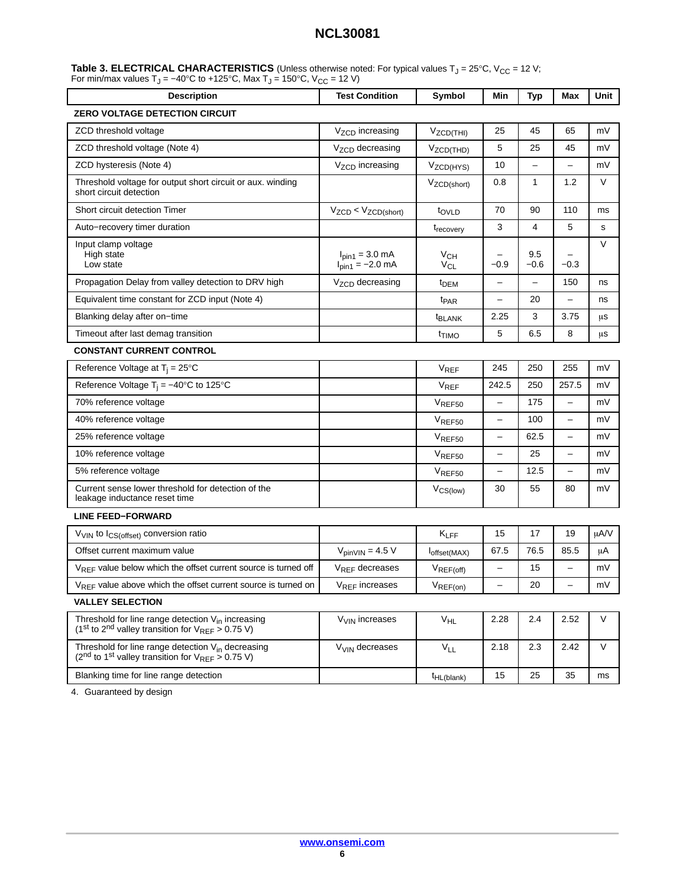**Table 3. ELECTRICAL CHARACTERISTICS** (Unless otherwise noted: For typical values $T_J = 25°C$, $V_{CC} = 12$ V; For min/max values $T_J = -40°C$ to $+125°C$, Max $T_J = 150°C$, $V_{CC} = 12$ V)

| Description | Test Condition | Symbol | Min | Typ | Max | Unit |
|---|---|---|---|---|---|---|
| **ZERO VOLTAGE DETECTION CIRCUIT** | | | | | | |
| ZCD threshold voltage | $V_{ZCD}$ increasing | $V_{ZCD(THI)}$ | 25 | 45 | 65 | mV |
| ZCD threshold voltage (Note 4) | $V_{ZCD}$ decreasing | $V_{ZCD(THD)}$ | 5 | 25 | 45 | mV |
| ZCD hysteresis (Note 4) | $V_{ZCD}$ increasing | $V_{ZCD(HYS)}$ | 10 | – | – | mV |
| Threshold voltage for output short circuit or aux. winding short circuit detection | | $V_{ZCD(short)}$ | 0.8 | 1 | 1.2 | V |
| Short circuit detection Timer | $V_{ZCD} < V_{ZCD(short)}$ | $t_{OVLD}$ | 70 | 90 | 110 | ms |
| Auto−recovery timer duration | | $t_{recovery}$ | 3 | 4 | 5 | s |
| Input clamp voltage<br>High state<br>Low state | $I_{pin1} = 3.0$ mA<br>$I_{pin1} = -2.0$ mA | $V_{CH}$<br>$V_{CL}$ | –<br>−0.9 | 9.5<br>−0.6 | –<br>−0.3 | V |
| Propagation Delay from valley detection to DRV high | $V_{ZCD}$ decreasing | $t_{DEM}$ | – | – | 150 | ns |
| Equivalent time constant for ZCD input (Note 4) | | $t_{PAR}$ | – | 20 | – | ns |
| Blanking delay after on−time | | $t_{BLANK}$ | 2.25 | 3 | 3.75 | μs |
| Timeout after last demag transition | | $t_{TIMO}$ | 5 | 6.5 | 8 | μs |
| **CONSTANT CURRENT CONTROL** | | | | | | |
| Reference Voltage at $T_j = 25°C$ | | $V_{REF}$ | 245 | 250 | 255 | mV |
| Reference Voltage $T_j = -40°C$ to 125°C | | $V_{REF}$ | 242.5 | 250 | 257.5 | mV |
| 70% reference voltage | | $V_{REF50}$ | – | 175 | – | mV |
| 40% reference voltage | | $V_{REF50}$ | – | 100 | – | mV |
| 25% reference voltage | | $V_{REF50}$ | – | 62.5 | – | mV |
| 10% reference voltage | | $V_{REF50}$ | – | 25 | – | mV |
| 5% reference voltage | | $V_{REF50}$ | – | 12.5 | – | mV |
| Current sense lower threshold for detection of the leakage inductance reset time | | $V_{CS(low)}$ | 30 | 55 | 80 | mV |
| **LINE FEED−FORWARD** | | | | | | |
| $V_{VIN}$ to $I_{CS(offset)}$ conversion ratio | | $K_{LFF}$ | 15 | 17 | 19 | μA/V |
| Offset current maximum value | $V_{pinVIN} = 4.5$ V | $I_{offset(MAX)}$ | 67.5 | 76.5 | 85.5 | μA |
| $V_{REF}$ value below which the offset current source is turned off | $V_{REF}$ decreases | $V_{REF(off)}$ | – | 15 | – | mV |
| $V_{REF}$ value above which the offset current source is turned on | $V_{REF}$ increases | $V_{REF(on)}$ | – | 20 | – | mV |
| **VALLEY SELECTION** | | | | | | |
| Threshold for line range detection $V_{in}$ increasing (1st to 2nd valley transition for $V_{REF} > 0.75$ V) | $V_{VIN}$ increases | $V_{HL}$ | 2.28 | 2.4 | 2.52 | V |
| Threshold for line range detection $V_{in}$ decreasing (2nd to 1st valley transition for $V_{REF} > 0.75$ V) | $V_{VIN}$ decreases | $V_{LL}$ | 2.18 | 2.3 | 2.42 | V |
| Blanking time for line range detection | | $t_{HL(blank)}$ | 15 | 25 | 35 | ms |

4. Guaranteed by design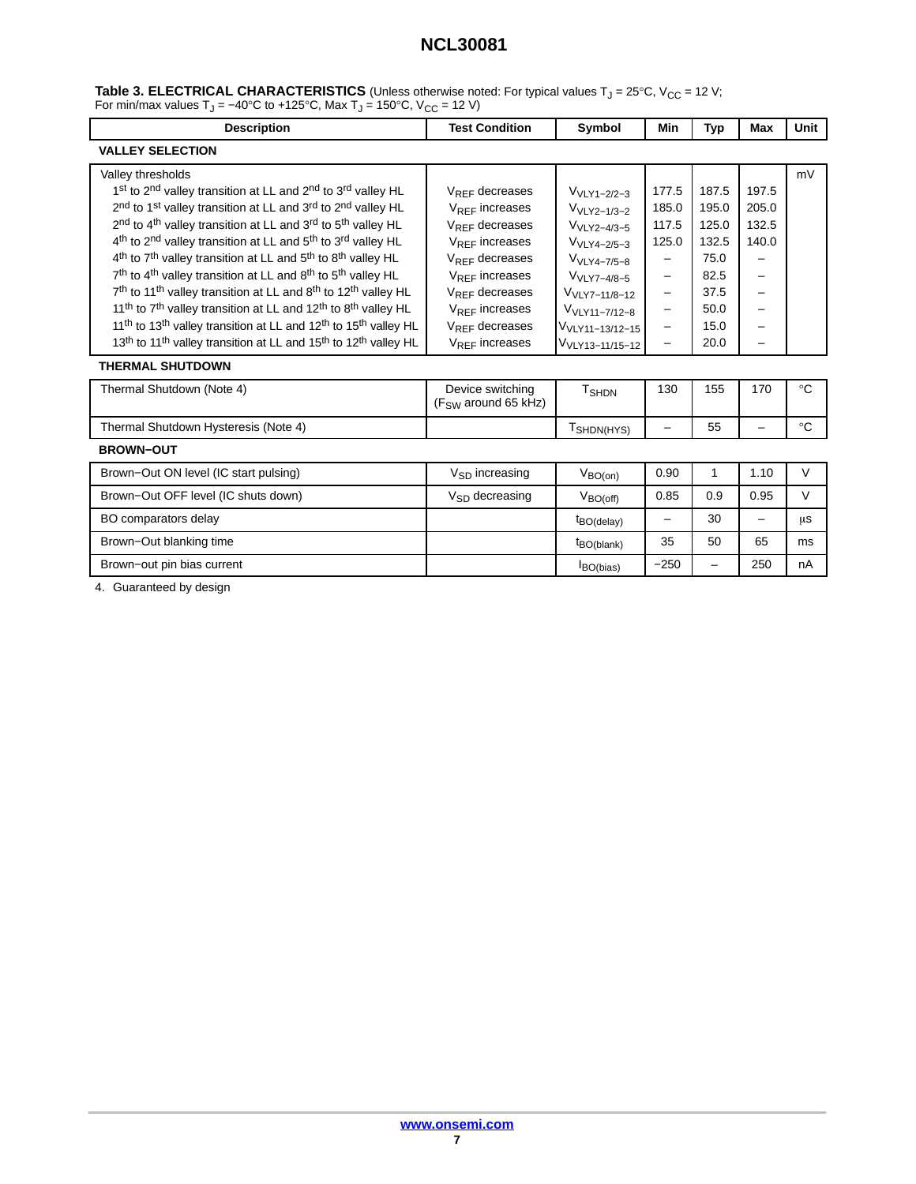**Table 3. ELECTRICAL CHARACTERISTICS** (Unless otherwise noted: For typical values $T_J = 25°C$, $V_{CC} = 12$ V; For min/max values $T_J = -40°C$ to $+125°C$, Max $T_J = 150°C$, $V_{CC} = 12$ V)

| Description | Test Condition | Symbol | Min | Typ | Max | Unit |
|---|---|---|---|---|---|---|
| **VALLEY SELECTION** | | | | | | |
| Valley thresholds | | | | | | mV |
| 1st to 2nd valley transition at LL and 2nd to 3rd valley HL | $V_{REF}$ decreases | $V_{VLY1-2/2-3}$ | 177.5 | 187.5 | 197.5 | |
| 2nd to 1st valley transition at LL and 3rd to 2nd valley HL | $V_{REF}$ increases | $V_{VLY2-1/3-2}$ | 185.0 | 195.0 | 205.0 | |
| 2nd to 4th valley transition at LL and 3rd to 5th valley HL | $V_{REF}$ decreases | $V_{VLY2-4/3-5}$ | 117.5 | 125.0 | 132.5 | |
| 4th to 2nd valley transition at LL and 5th to 3rd valley HL | $V_{REF}$ increases | $V_{VLY4-2/5-3}$ | 125.0 | 132.5 | 140.0 | |
| 4th to 7th valley transition at LL and 5th to 8th valley HL | $V_{REF}$ decreases | $V_{VLY4-7/5-8}$ | – | 75.0 | – | |
| 7th to 4th valley transition at LL and 8th to 5th valley HL | $V_{REF}$ increases | $V_{VLY7-4/8-5}$ | – | 82.5 | – | |
| 7th to 11th valley transition at LL and 8th to 12th valley HL | $V_{REF}$ decreases | $V_{VLY7-11/8-12}$ | – | 37.5 | – | |
| 11th to 7th valley transition at LL and 12th to 8th valley HL | $V_{REF}$ increases | $V_{VLY11-7/12-8}$ | – | 50.0 | – | |
| 11th to 13th valley transition at LL and 12th to 15th valley HL | $V_{REF}$ decreases | $V_{VLY11-13/12-15}$ | – | 15.0 | – | |
| 13th to 11th valley transition at LL and 15th to 12th valley HL | $V_{REF}$ increases | $V_{VLY13-11/15-12}$ | – | 20.0 | – | |
| **THERMAL SHUTDOWN** | | | | | | |
| Thermal Shutdown (Note 4) | Device switching ($F_{SW}$ around 65 kHz) | $T_{SHDN}$ | 130 | 155 | 170 | °C |
| Thermal Shutdown Hysteresis (Note 4) | | $T_{SHDN(HYS)}$ | – | 55 | – | °C |
| **BROWN–OUT** | | | | | | |
| Brown–Out ON level (IC start pulsing) | $V_{SD}$ increasing | $V_{BO(on)}$ | 0.90 | 1 | 1.10 | V |
| Brown–Out OFF level (IC shuts down) | $V_{SD}$ decreasing | $V_{BO(off)}$ | 0.85 | 0.9 | 0.95 | V |
| BO comparators delay | | $t_{BO(delay)}$ | – | 30 | – | μs |
| Brown–Out blanking time | | $t_{BO(blank)}$ | 35 | 50 | 65 | ms |
| Brown–out pin bias current | | $I_{BO(bias)}$ | −250 | – | 250 | nA |

4. Guaranteed by design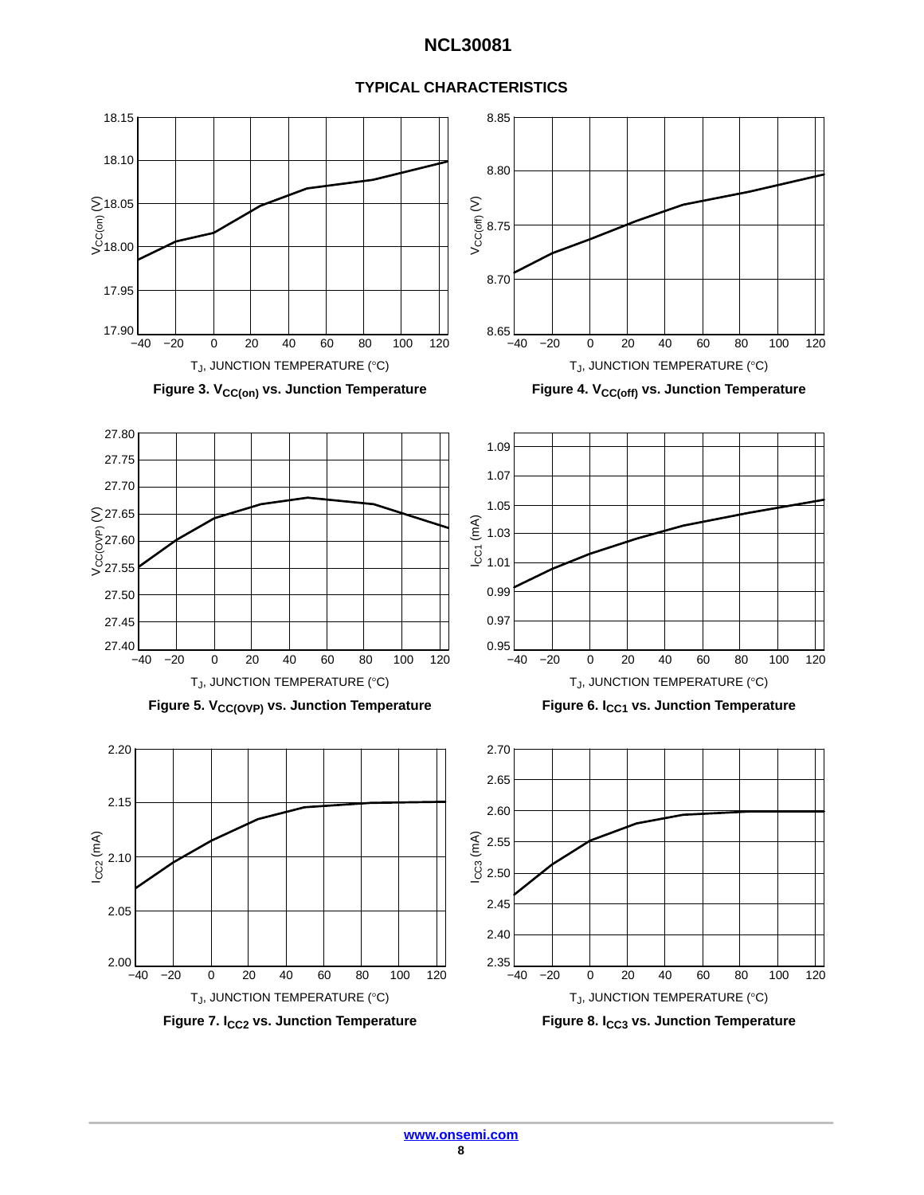## TYPICAL CHARACTERISTICS

Figure 3. $V_{CC(on)}$ vs. Junction Temperature

Figure 4. $V_{CC(off)}$ vs. Junction Temperature

Figure 5. $V_{CC(OVP)}$ vs. Junction Temperature

Figure 6. $I_{CC1}$ vs. Junction Temperature

Figure 7. $I_{CC2}$ vs. Junction Temperature

Figure 8. $I_{CC3}$ vs. Junction Temperature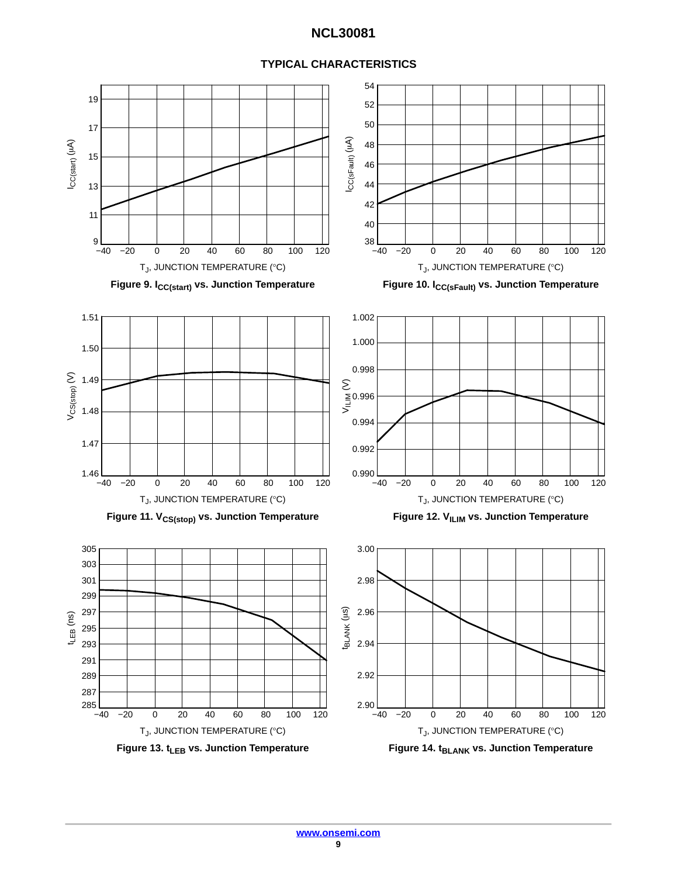## TYPICAL CHARACTERISTICS

Figure 9. $I_{CC(start)}$ vs. Junction Temperature

Figure 10. $I_{CC(sFault)}$ vs. Junction Temperature

Figure 11. $V_{CS(stop)}$ vs. Junction Temperature

Figure 12. $V_{ILIM}$ vs. Junction Temperature

Figure 13. $t_{LEB}$ vs. Junction Temperature

Figure 14. $t_{BLANK}$ vs. Junction Temperature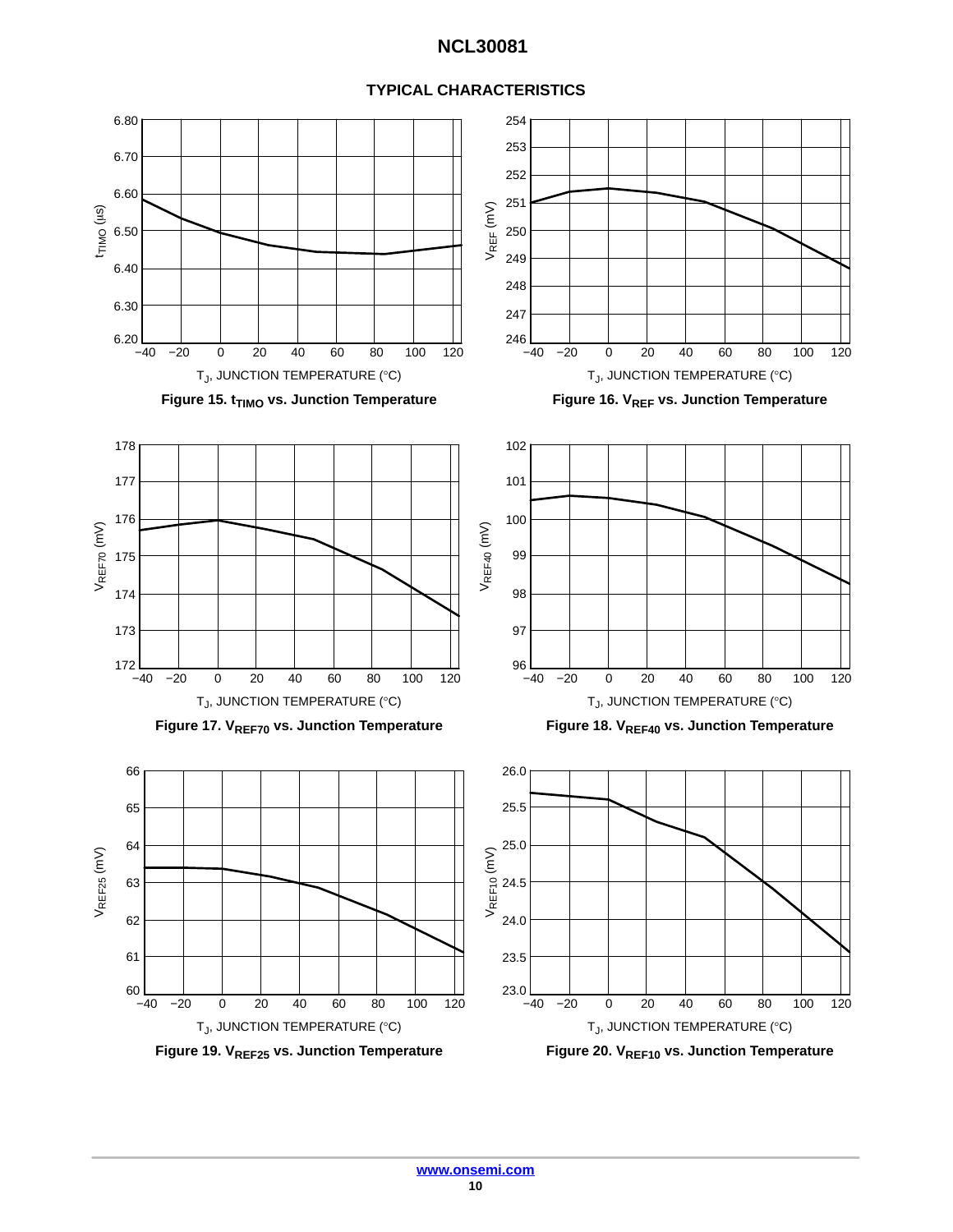## TYPICAL CHARACTERISTICS

Figure 15. $t_{TIMO}$ vs. Junction Temperature

Figure 16. $V_{REF}$ vs. Junction Temperature

Figure 17. $V_{REF70}$ vs. Junction Temperature

Figure 18. $V_{REF40}$ vs. Junction Temperature

Figure 19. $V_{REF25}$ vs. Junction Temperature

Figure 20. $V_{REF10}$ vs. Junction Temperature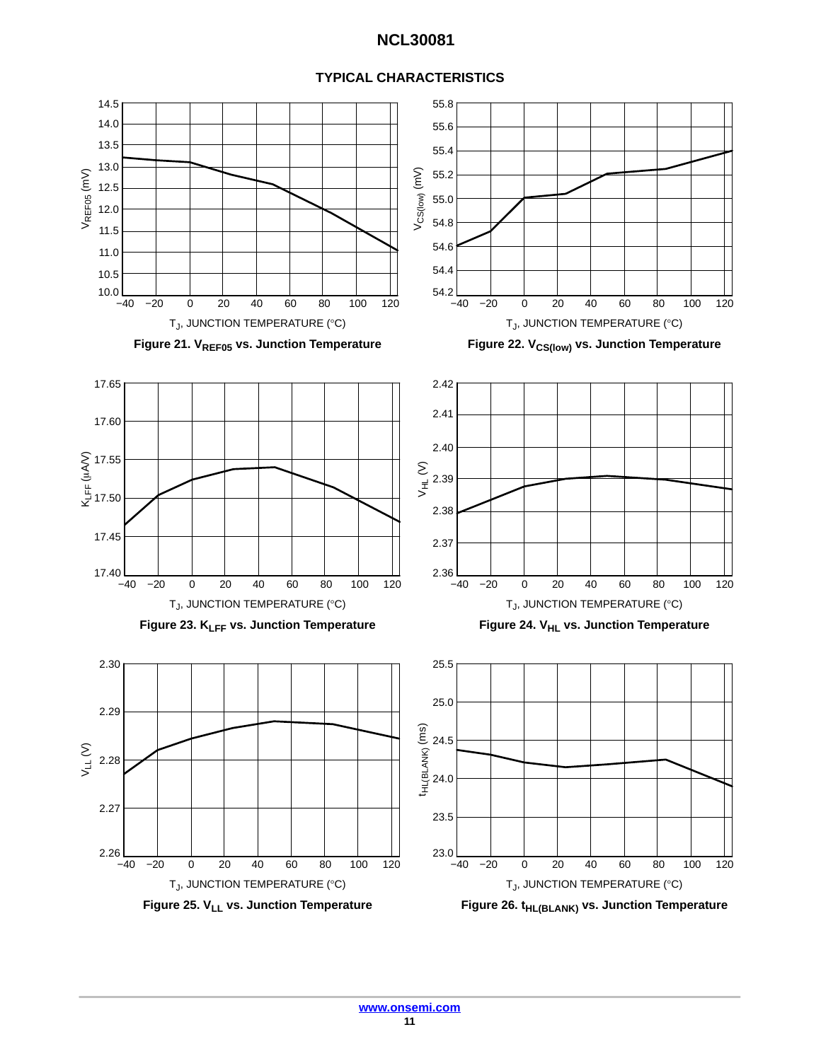## TYPICAL CHARACTERISTICS

Figure 21. $V_{REF05}$ vs. Junction Temperature

Figure 22. $V_{CS(low)}$ vs. Junction Temperature

Figure 23. $K_{LFF}$ vs. Junction Temperature

Figure 24. $V_{HL}$ vs. Junction Temperature

Figure 25. $V_{LL}$ vs. Junction Temperature

Figure 26. $t_{HL(BLANK)}$ vs. Junction Temperature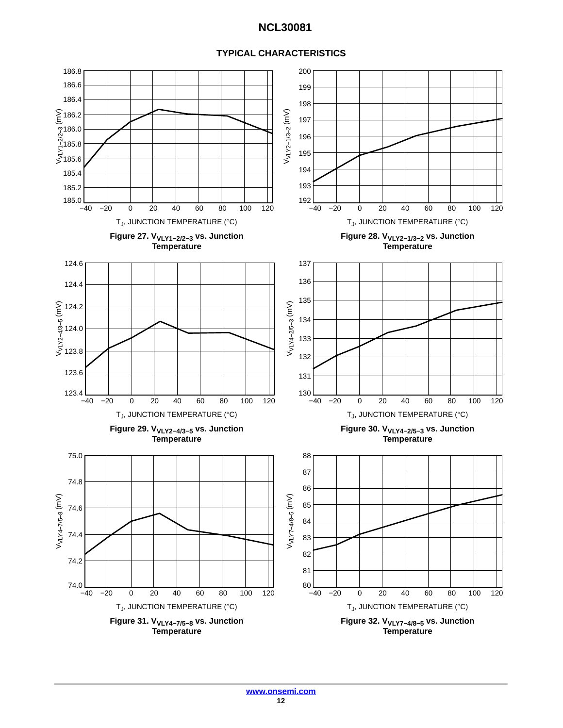## TYPICAL CHARACTERISTICS

Figure 27. $V_{VLY1-2/2-3}$ vs. Junction Temperature

Figure 28. $V_{VLY2-1/3-2}$ vs. Junction Temperature

Figure 29. $V_{VLY2-4/3-5}$ vs. Junction Temperature

Figure 30. $V_{VLY4-2/5-3}$ vs. Junction Temperature

Figure 31. $V_{VLY4-7/5-8}$ vs. Junction Temperature

Figure 32. $V_{VLY7-4/8-5}$ vs. Junction Temperature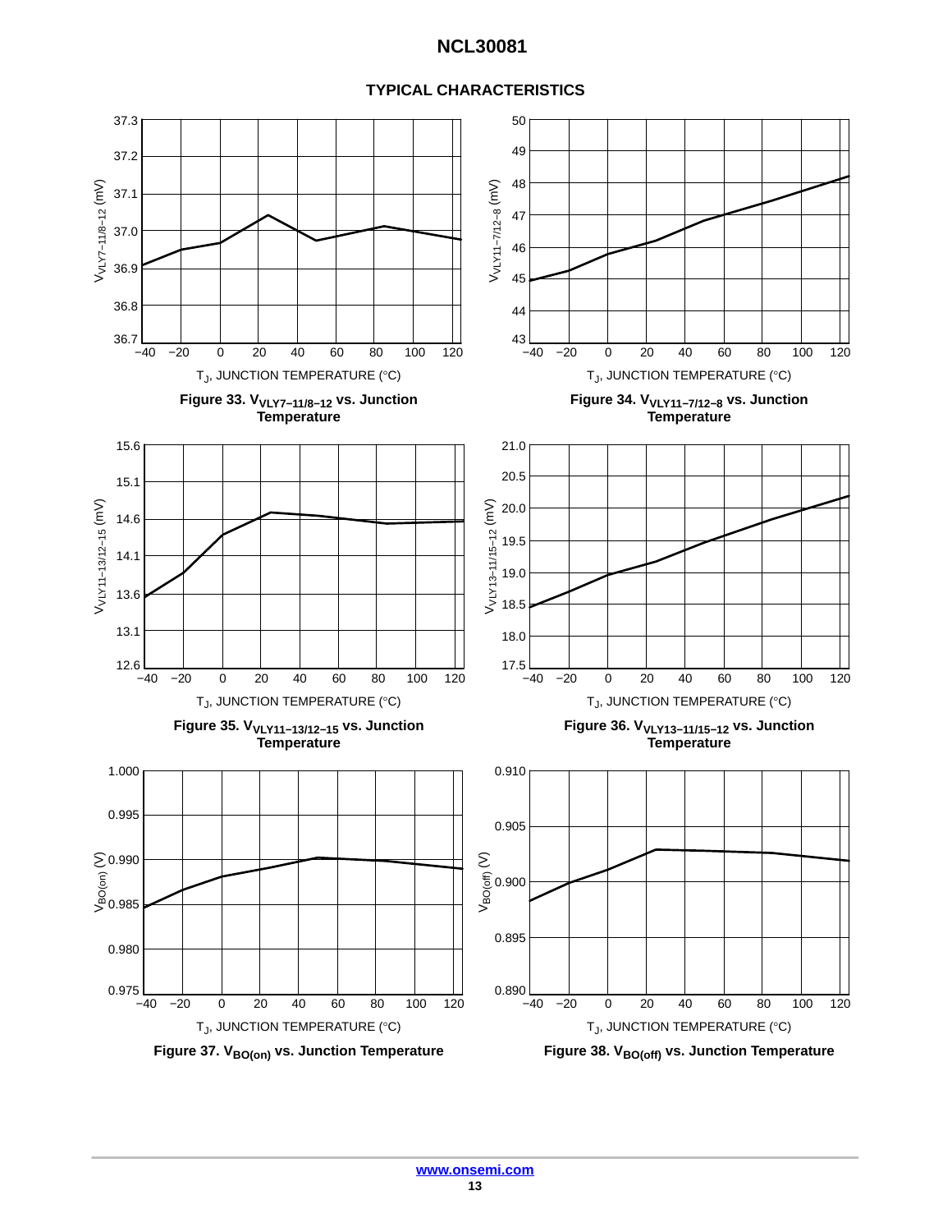## TYPICAL CHARACTERISTICS

Figure 33. $V_{VLY7-11/8-12}$ vs. Junction Temperature

Figure 34. $V_{VLY11-7/12-8}$ vs. Junction Temperature

Figure 35. $V_{VLY11-13/12-15}$ vs. Junction Temperature

Figure 36. $V_{VLY13-11/15-12}$ vs. Junction Temperature

Figure 37. $V_{BO(on)}$ vs. Junction Temperature

Figure 38. $V_{BO(off)}$ vs. Junction Temperature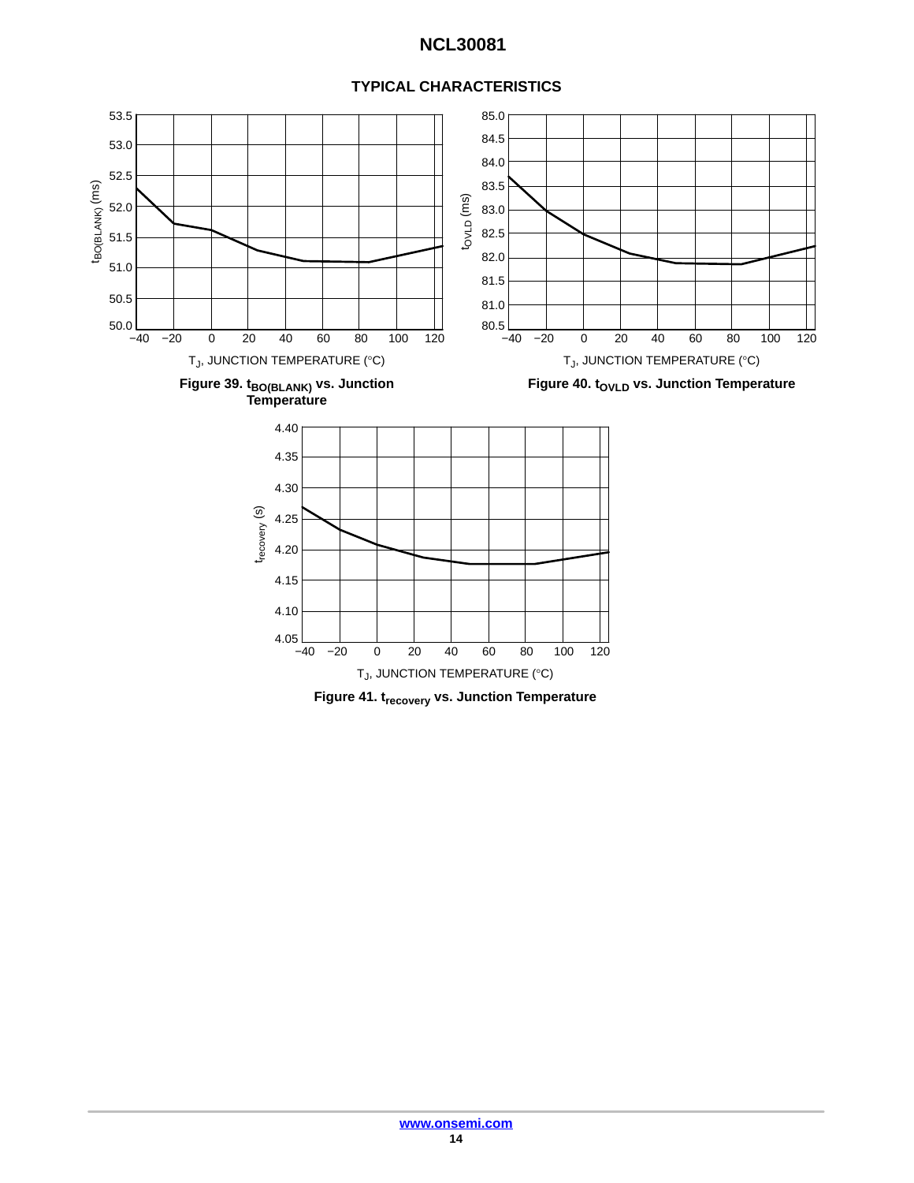## TYPICAL CHARACTERISTICS

Figure 39. $t_{BO(BLANK)}$ vs. Junction Temperature

Figure 40. $t_{OVLD}$ vs. Junction Temperature

Figure 41. $t_{recovery}$ vs. Junction Temperature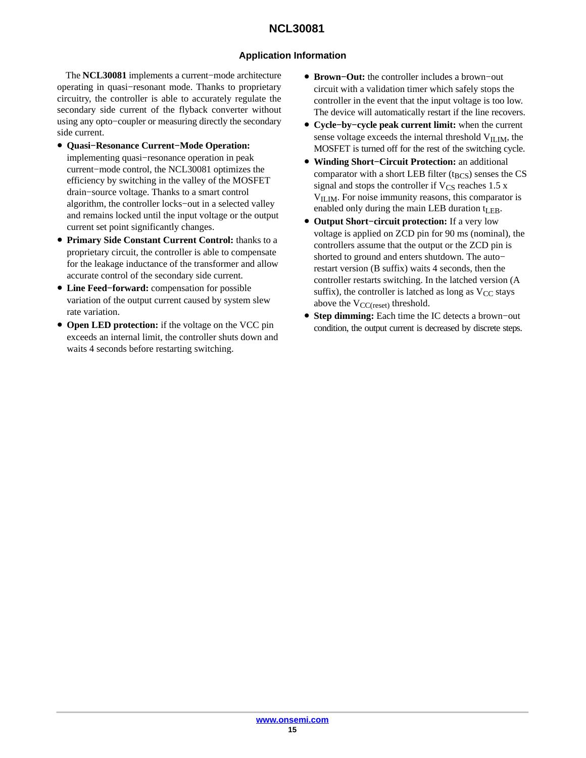## Application Information

The **NCL30081** implements a current−mode architecture operating in quasi−resonant mode. Thanks to proprietary circuitry, the controller is able to accurately regulate the secondary side current of the flyback converter without using any opto−coupler or measuring directly the secondary side current.

- **Quasi−Resonance Current−Mode Operation:** implementing quasi−resonance operation in peak current−mode control, the NCL30081 optimizes the efficiency by switching in the valley of the MOSFET drain−source voltage. Thanks to a smart control algorithm, the controller locks−out in a selected valley and remains locked until the input voltage or the output current set point significantly changes.
- **Primary Side Constant Current Control:** thanks to a proprietary circuit, the controller is able to compensate for the leakage inductance of the transformer and allow accurate control of the secondary side current.
- **Line Feed−forward:** compensation for possible variation of the output current caused by system slew rate variation.
- **Open LED protection:** if the voltage on the VCC pin exceeds an internal limit, the controller shuts down and waits 4 seconds before restarting switching.
- **Brown−Out:** the controller includes a brown−out circuit with a validation timer which safely stops the controller in the event that the input voltage is too low. The device will automatically restart if the line recovers.
- **Cycle−by−cycle peak current limit:** when the current sense voltage exceeds the internal threshold $V_{ILIM}$, the MOSFET is turned off for the rest of the switching cycle.
- **Winding Short−Circuit Protection:** an additional comparator with a short LEB filter ($t_{BCS}$) senses the CS signal and stops the controller if $V_{CS}$ reaches 1.5 x $V_{ILIM}$. For noise immunity reasons, this comparator is enabled only during the main LEB duration $t_{LEB}$.
- **Output Short−circuit protection:** If a very low voltage is applied on ZCD pin for 90 ms (nominal), the controllers assume that the output or the ZCD pin is shorted to ground and enters shutdown. The auto−restart version (B suffix) waits 4 seconds, then the controller restarts switching. In the latched version (A suffix), the controller is latched as long as $V_{CC}$ stays above the $V_{CC(reset)}$ threshold.
- **Step dimming:** Each time the IC detects a brown−out condition, the output current is decreased by discrete steps.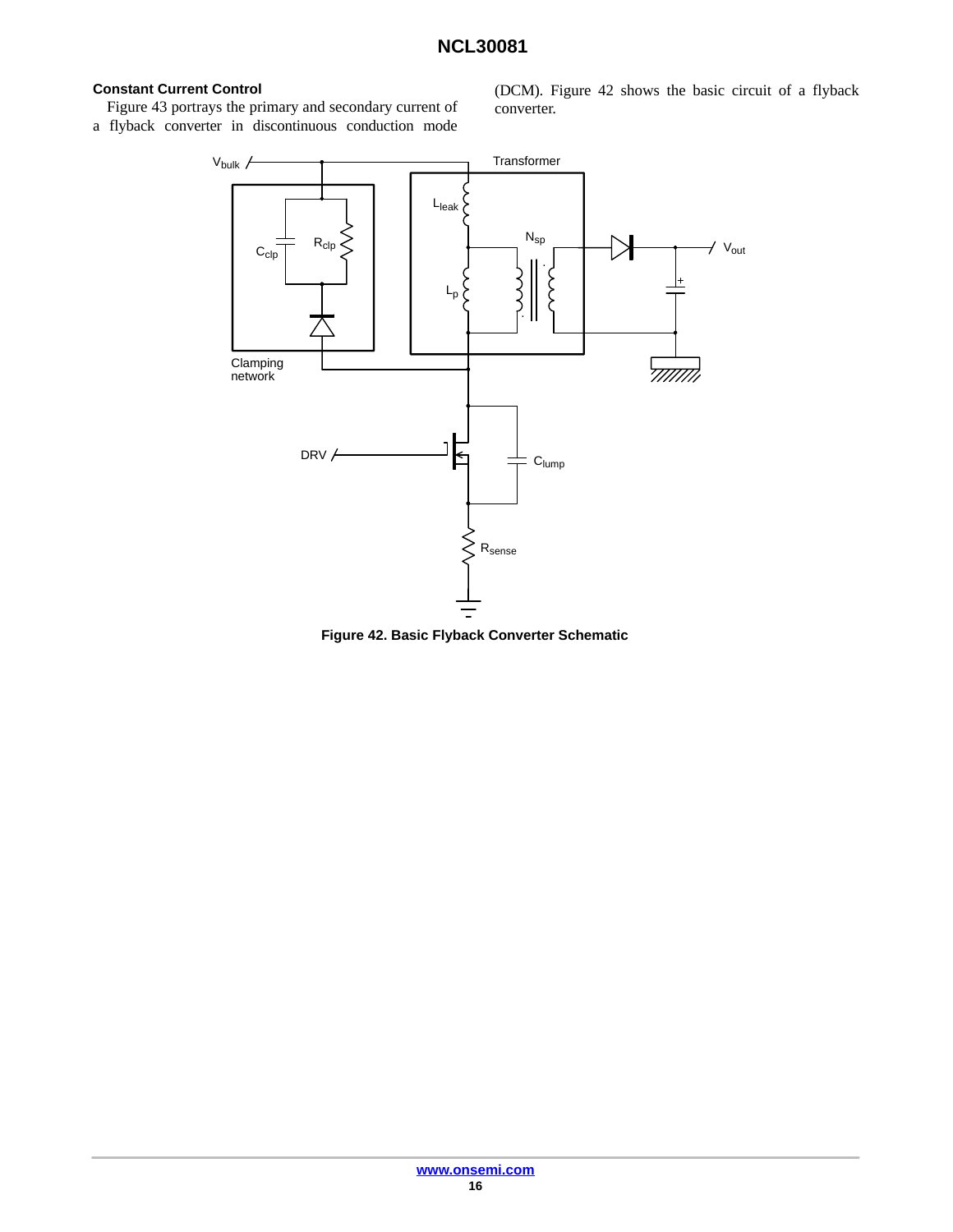### Constant Current Control

Figure 43 portrays the primary and secondary current of a flyback converter in discontinuous conduction mode (DCM). Figure 42 shows the basic circuit of a flyback converter.

**Figure 42. Basic Flyback Converter Schematic**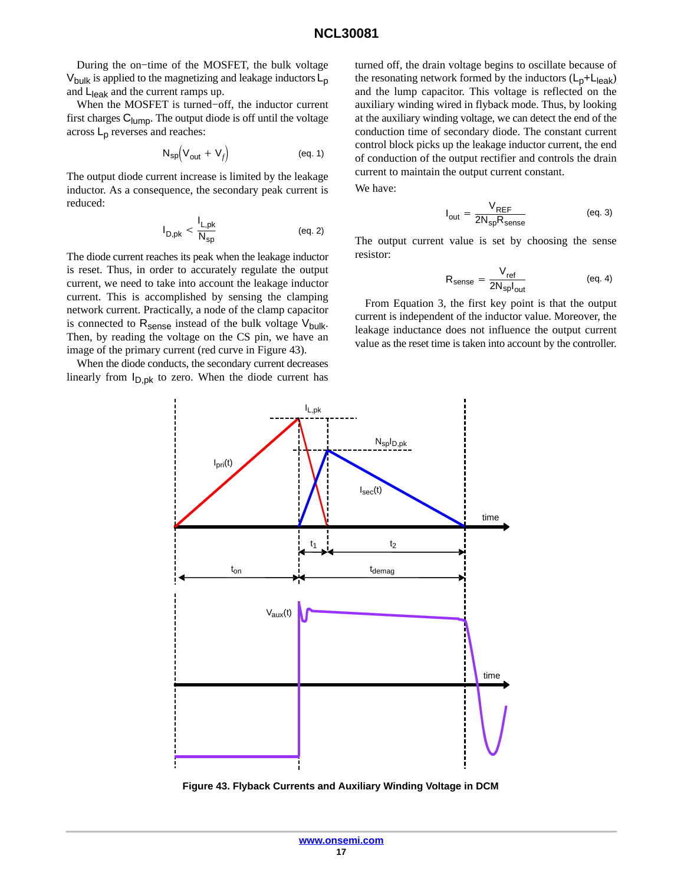During the on−time of the MOSFET, the bulk voltage $V_{bulk}$ is applied to the magnetizing and leakage inductors $L_p$ and $L_{leak}$ and the current ramps up.

When the MOSFET is turned−off, the inductor current first charges $C_{lump}$. The output diode is off until the voltage across $L_p$ reverses and reaches:

$$N_{sp}\left(V_{out} + V_f\right) \quad \text{(eq. 1)}$$

The output diode current increase is limited by the leakage inductor. As a consequence, the secondary peak current is reduced:

$$I_{D,pk} < \frac{I_{L,pk}}{N_{sp}} \quad \text{(eq. 2)}$$

The diode current reaches its peak when the leakage inductor is reset. Thus, in order to accurately regulate the output current, we need to take into account the leakage inductor current. This is accomplished by sensing the clamping network current. Practically, a node of the clamp capacitor is connected to $R_{sense}$ instead of the bulk voltage $V_{bulk}$. Then, by reading the voltage on the CS pin, we have an image of the primary current (red curve in Figure 43).

When the diode conducts, the secondary current decreases linearly from $I_{D,pk}$ to zero. When the diode current has turned off, the drain voltage begins to oscillate because of the resonating network formed by the inductors ($L_p$+$L_{leak}$) and the lump capacitor. This voltage is reflected on the auxiliary winding wired in flyback mode. Thus, by looking at the auxiliary winding voltage, we can detect the end of the conduction time of secondary diode. The constant current control block picks up the leakage inductor current, the end of conduction of the output rectifier and controls the drain current to maintain the output current constant.

We have:

$$I_{out} = \frac{V_{REF}}{2N_{sp}R_{sense}} \quad \text{(eq. 3)}$$

The output current value is set by choosing the sense resistor:

$$R_{sense} = \frac{V_{ref}}{2N_{sp}I_{out}} \quad \text{(eq. 4)}$$

From Equation 3, the first key point is that the output current is independent of the inductor value. Moreover, the leakage inductance does not influence the output current value as the reset time is taken into account by the controller.

**Figure 43. Flyback Currents and Auxiliary Winding Voltage in DCM**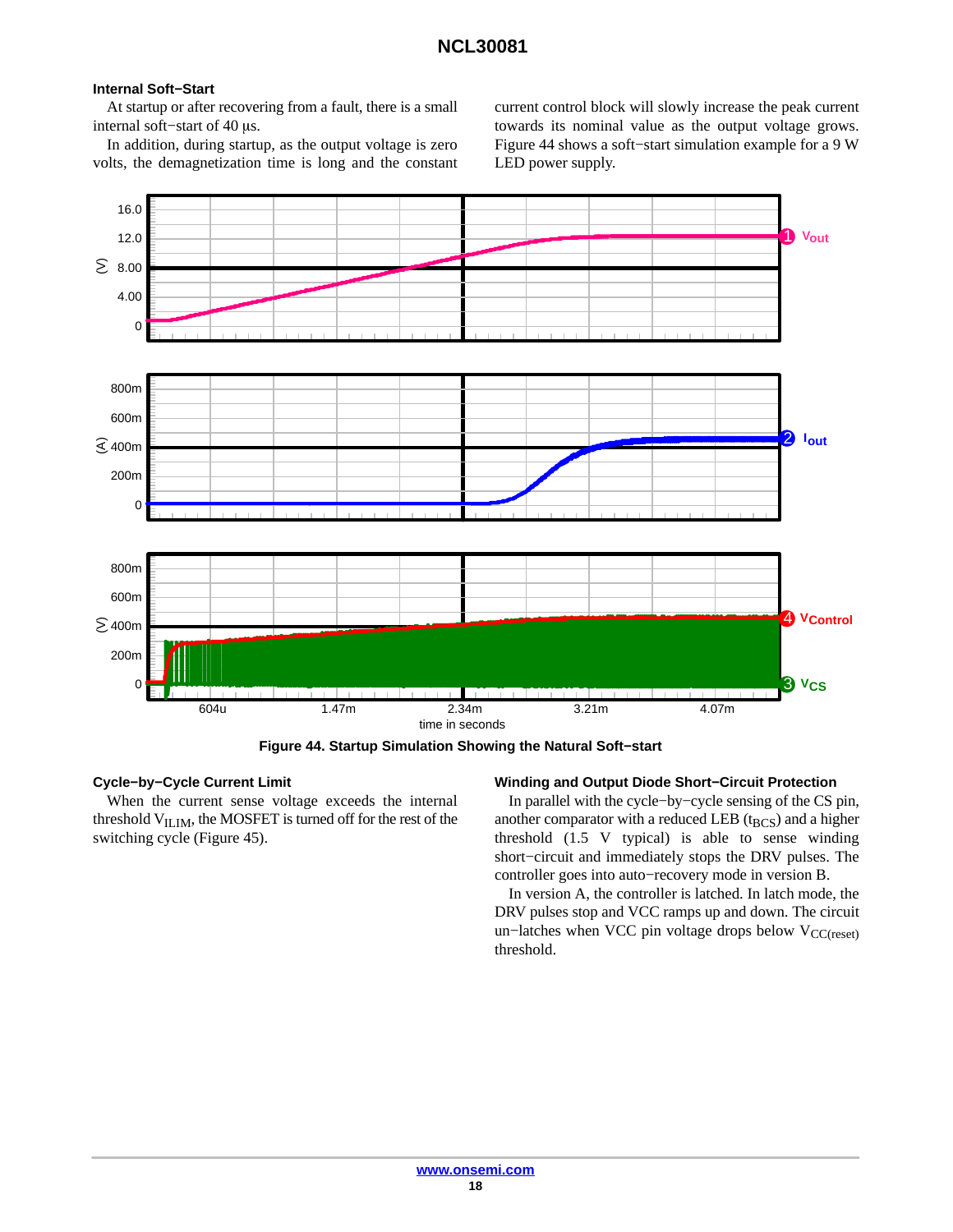### Internal Soft−Start

At startup or after recovering from a fault, there is a small internal soft−start of 40 µs.

In addition, during startup, as the output voltage is zero volts, the demagnetization time is long and the constant current control block will slowly increase the peak current towards its nominal value as the output voltage grows. Figure 44 shows a soft−start simulation example for a 9 W LED power supply.

**Figure 44. Startup Simulation Showing the Natural Soft−start**

### Cycle−by−Cycle Current Limit

When the current sense voltage exceeds the internal threshold $V_{ILIM}$, the MOSFET is turned off for the rest of the switching cycle (Figure 45).

### Winding and Output Diode Short−Circuit Protection

In parallel with the cycle−by−cycle sensing of the CS pin, another comparator with a reduced LEB ($t_{BCS}$) and a higher threshold (1.5 V typical) is able to sense winding short−circuit and immediately stops the DRV pulses. The controller goes into auto−recovery mode in version B.

In version A, the controller is latched. In latch mode, the DRV pulses stop and VCC ramps up and down. The circuit un−latches when VCC pin voltage drops below $V_{CC(reset)}$ threshold.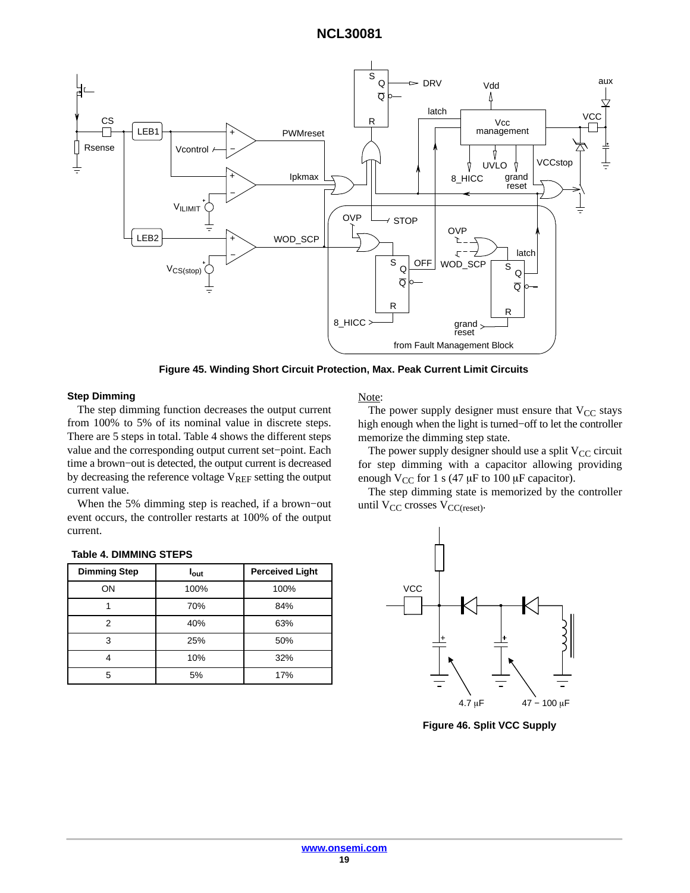Figure 45. Winding Short Circuit Protection, Max. Peak Current Limit Circuits

### Step Dimming

The step dimming function decreases the output current from 100% to 5% of its nominal value in discrete steps. There are 5 steps in total. Table 4 shows the different steps value and the corresponding output current set−point. Each time a brown−out is detected, the output current is decreased by decreasing the reference voltage $V_{REF}$ setting the output current value.

When the 5% dimming step is reached, if a brown−out event occurs, the controller restarts at 100% of the output current.

**Table 4. DIMMING STEPS**

| Dimming Step | $I_{out}$ | Perceived Light |
|---|---|---|
| ON | 100% | 100% |
| 1 | 70% | 84% |
| 2 | 40% | 63% |
| 3 | 25% | 50% |
| 4 | 10% | 32% |
| 5 | 5% | 17% |

Note:

The power supply designer must ensure that $V_{CC}$ stays high enough when the light is turned−off to let the controller memorize the dimming step state.

The power supply designer should use a split $V_{CC}$ circuit for step dimming with a capacitor allowing providing enough $V_{CC}$ for 1 s (47 μF to 100 μF capacitor).

The step dimming state is memorized by the controller until $V_{CC}$ crosses $V_{CC(reset)}$.

Figure 46. Split VCC Supply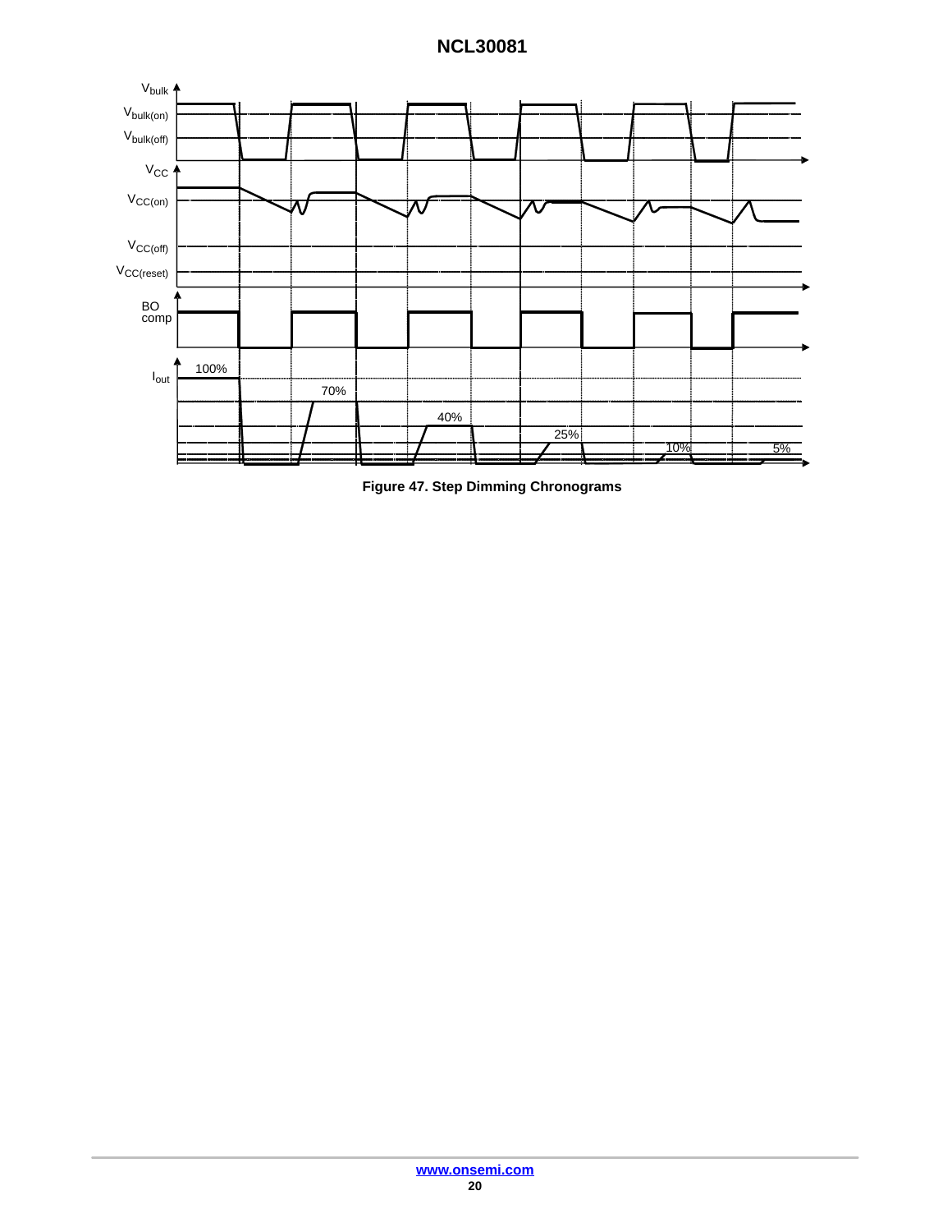**Figure 47. Step Dimming Chronograms**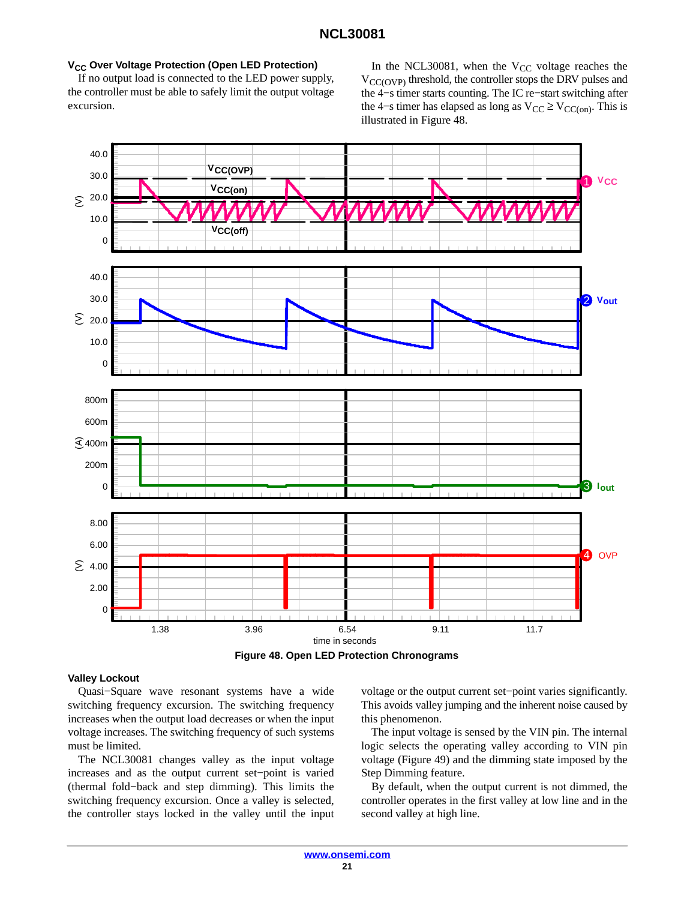### $V_{CC}$ Over Voltage Protection (Open LED Protection)

If no output load is connected to the LED power supply, the controller must be able to safely limit the output voltage excursion.

In the NCL30081, when the $V_{CC}$ voltage reaches the $V_{CC(OVP)}$ threshold, the controller stops the DRV pulses and the 4−s timer starts counting. The IC re−start switching after the 4−s timer has elapsed as long as $V_{CC} \geq V_{CC(on)}$. This is illustrated in Figure 48.

**Figure 48. Open LED Protection Chronograms**

### Valley Lockout

Quasi−Square wave resonant systems have a wide switching frequency excursion. The switching frequency increases when the output load decreases or when the input voltage increases. The switching frequency of such systems must be limited.

The NCL30081 changes valley as the input voltage increases and as the output current set−point is varied (thermal fold−back and step dimming). This limits the switching frequency excursion. Once a valley is selected, the controller stays locked in the valley until the input voltage or the output current set−point varies significantly. This avoids valley jumping and the inherent noise caused by this phenomenon.

The input voltage is sensed by the VIN pin. The internal logic selects the operating valley according to VIN pin voltage (Figure 49) and the dimming state imposed by the Step Dimming feature.

By default, when the output current is not dimmed, the controller operates in the first valley at low line and in the second valley at high line.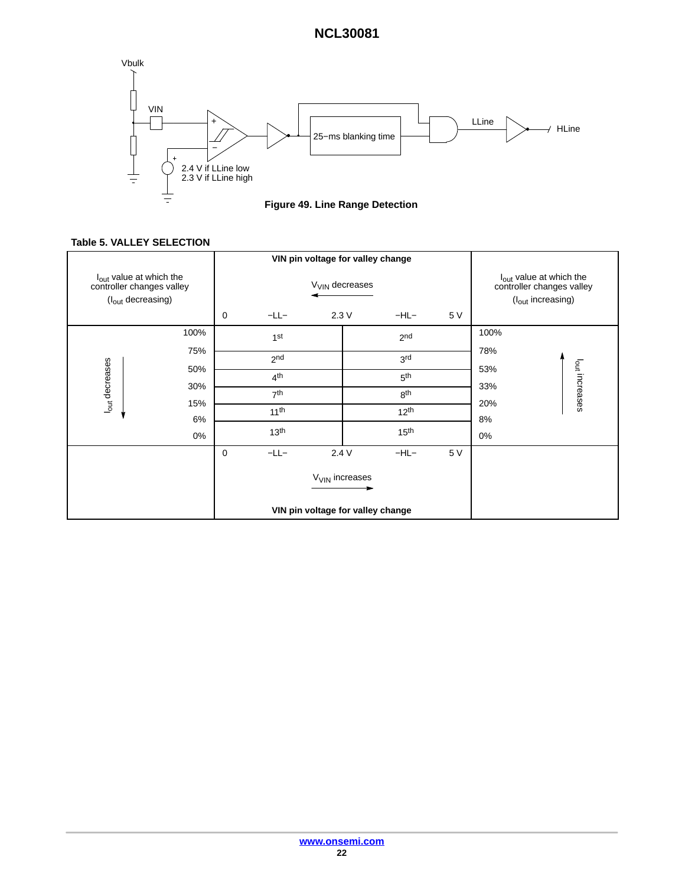Vbulk

VIN

2.4 V if LLine low
2.3 V if LLine high

25−ms blanking time

LLine

HLine

**Figure 49. Line Range Detection**

**Table 5. VALLEY SELECTION**

| $I_{out}$ value at which the controller changes valley ($I_{out}$ decreasing) | VIN pin voltage for valley change, $V_{VIN}$ decreases: 0 −LL− 2.3 V | 2.3 V −HL− 5 V | $I_{out}$ value at which the controller changes valley ($I_{out}$ increasing) |
|---|---|---|---|
| 100% | 1st | 2nd | 100% |
| 75% | 2nd | 3rd | 78% |
| 50% | 4th | 5th | 53% |
| 30% | 7th | 8th | 33% |
| 15% | 11th | 12th | 20% |
| 6% | 13th | 15th | 8% |
| 0% | | | 0% |
| | VIN pin voltage for valley change, $V_{VIN}$ increases: 0 −LL− 2.4 V | 2.4 V −HL− 5 V | |

$I_{out}$ decreases

$I_{out}$ increases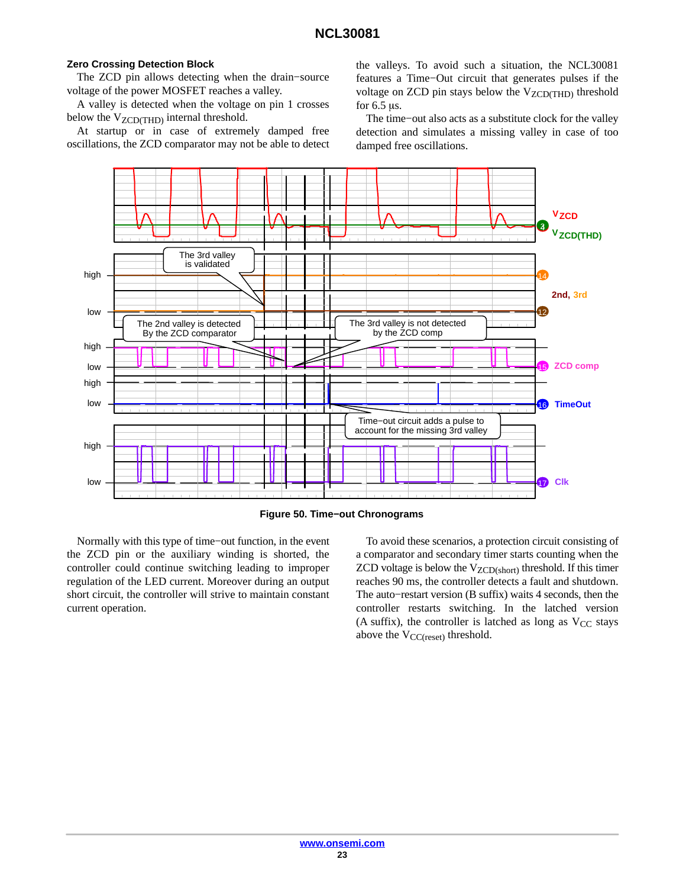### Zero Crossing Detection Block

The ZCD pin allows detecting when the drain−source voltage of the power MOSFET reaches a valley.

A valley is detected when the voltage on pin 1 crosses below the $V_{ZCD(THD)}$ internal threshold.

At startup or in case of extremely damped free oscillations, the ZCD comparator may not be able to detect the valleys. To avoid such a situation, the NCL30081 features a Time−Out circuit that generates pulses if the voltage on ZCD pin stays below the $V_{ZCD(THD)}$ threshold for 6.5 μs.

The time−out also acts as a substitute clock for the valley detection and simulates a missing valley in case of too damped free oscillations.

**Figure 50. Time−out Chronograms**

Normally with this type of time−out function, in the event the ZCD pin or the auxiliary winding is shorted, the controller could continue switching leading to improper regulation of the LED current. Moreover during an output short circuit, the controller will strive to maintain constant current operation.

To avoid these scenarios, a protection circuit consisting of a comparator and secondary timer starts counting when the ZCD voltage is below the $V_{ZCD(short)}$ threshold. If this timer reaches 90 ms, the controller detects a fault and shutdown. The auto−restart version (B suffix) waits 4 seconds, then the controller restarts switching. In the latched version (A suffix), the controller is latched as long as $V_{CC}$ stays above the $V_{CC(reset)}$ threshold.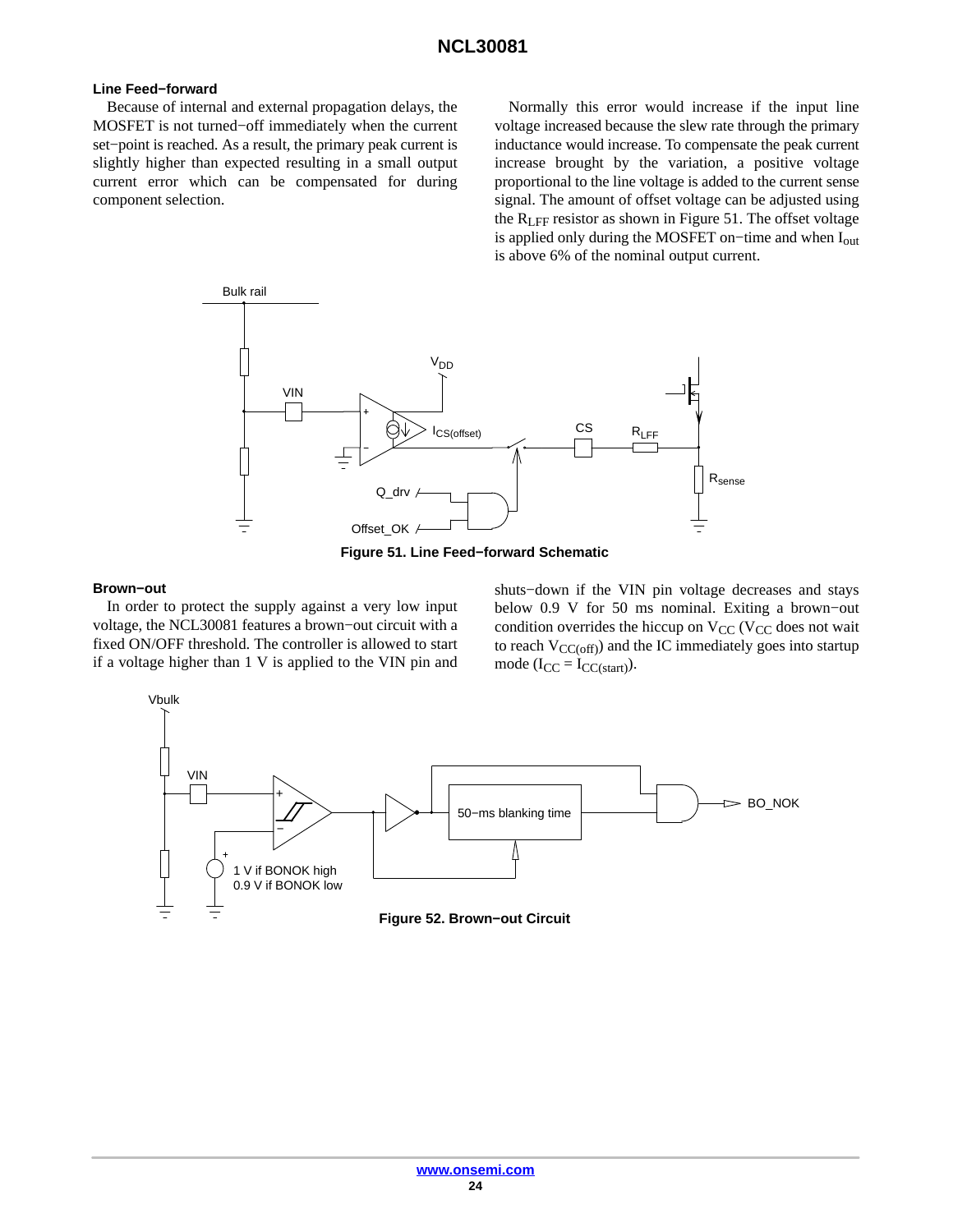### Line Feed−forward

Because of internal and external propagation delays, the MOSFET is not turned−off immediately when the current set−point is reached. As a result, the primary peak current is slightly higher than expected resulting in a small output current error which can be compensated for during component selection.

Normally this error would increase if the input line voltage increased because the slew rate through the primary inductance would increase. To compensate the peak current increase brought by the variation, a positive voltage proportional to the line voltage is added to the current sense signal. The amount of offset voltage can be adjusted using the $R_{LFF}$ resistor as shown in Figure 51. The offset voltage is applied only during the MOSFET on−time and when $I_{out}$ is above 6% of the nominal output current.

**Figure 51. Line Feed−forward Schematic**

### Brown−out

In order to protect the supply against a very low input voltage, the NCL30081 features a brown−out circuit with a fixed ON/OFF threshold. The controller is allowed to start if a voltage higher than 1 V is applied to the VIN pin and shuts−down if the VIN pin voltage decreases and stays below 0.9 V for 50 ms nominal. Exiting a brown−out condition overrides the hiccup on $V_{CC}$ ($V_{CC}$ does not wait to reach $V_{CC(off)}$) and the IC immediately goes into startup mode ($I_{CC} = I_{CC(start)}$).

**Figure 52. Brown−out Circuit**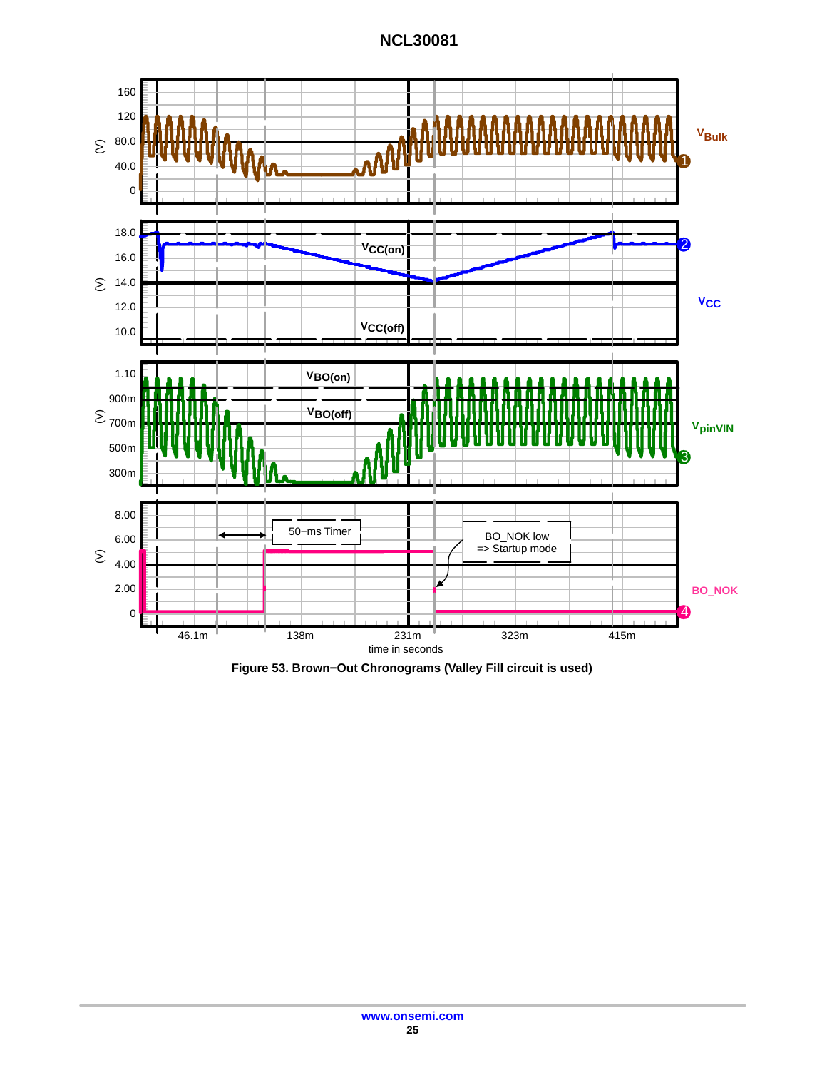Figure 53. Brown−Out Chronograms (Valley Fill circuit is used)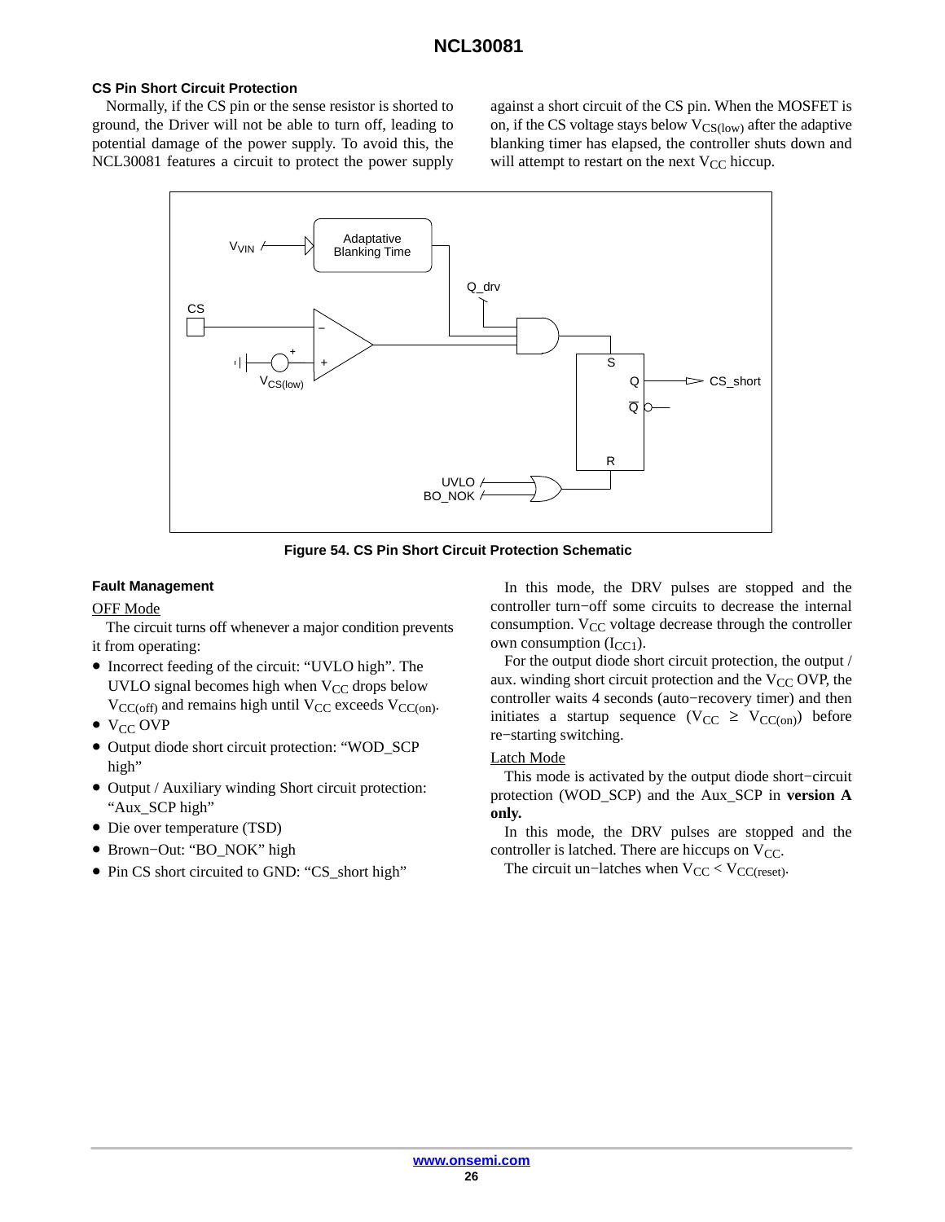### CS Pin Short Circuit Protection

Normally, if the CS pin or the sense resistor is shorted to ground, the Driver will not be able to turn off, leading to potential damage of the power supply. To avoid this, the NCL30081 features a circuit to protect the power supply against a short circuit of the CS pin. When the MOSFET is on, if the CS voltage stays below $V_{CS(low)}$ after the adaptive blanking timer has elapsed, the controller shuts down and will attempt to restart on the next $V_{CC}$ hiccup.

**Figure 54. CS Pin Short Circuit Protection Schematic**

### Fault Management

OFF Mode

The circuit turns off whenever a major condition prevents it from operating:

- Incorrect feeding of the circuit: "UVLO high". The UVLO signal becomes high when $V_{CC}$ drops below $V_{CC(off)}$ and remains high until $V_{CC}$ exceeds $V_{CC(on)}$.
- $V_{CC}$ OVP
- Output diode short circuit protection: "WOD_SCP high"
- Output / Auxiliary winding Short circuit protection: "Aux_SCP high"
- Die over temperature (TSD)
- Brown−Out: "BO_NOK" high
- Pin CS short circuited to GND: "CS_short high"

In this mode, the DRV pulses are stopped and the controller turn−off some circuits to decrease the internal consumption. $V_{CC}$ voltage decrease through the controller own consumption ($I_{CC1}$).

For the output diode short circuit protection, the output / aux. winding short circuit protection and the $V_{CC}$ OVP, the controller waits 4 seconds (auto−recovery timer) and then initiates a startup sequence ($V_{CC} \geq V_{CC(on)}$) before re−starting switching.

Latch Mode

This mode is activated by the output diode short−circuit protection (WOD_SCP) and the Aux_SCP in **version A only.**

In this mode, the DRV pulses are stopped and the controller is latched. There are hiccups on $V_{CC}$.

The circuit un−latches when $V_{CC} < V_{CC(reset)}$.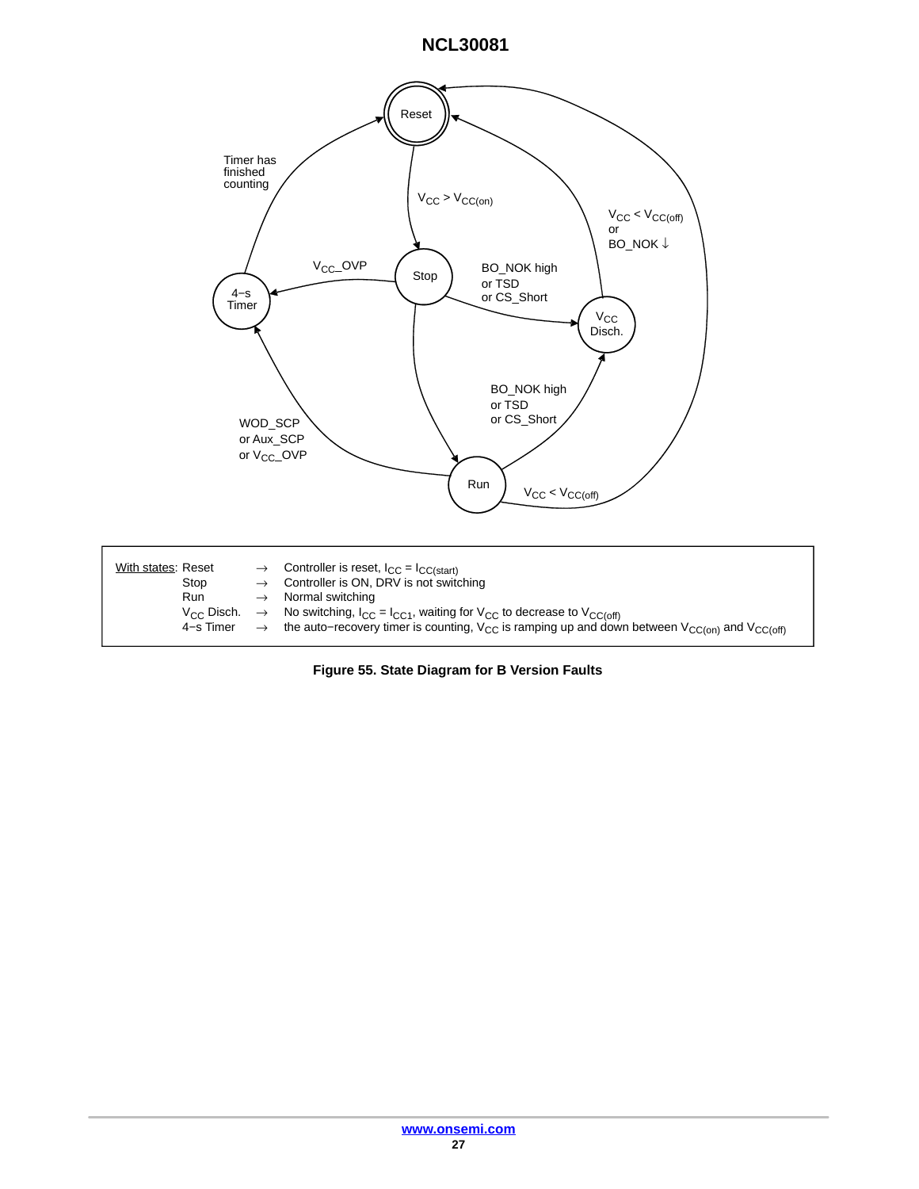Reset

$V_{CC} > V_{CC(on)}$

Stop

Timer has finished counting

$V_{CC}$_OVP

4−s Timer

BO_NOK high or TSD or CS_Short

$V_{CC} < V_{CC(off)}$ or BO_NOK ↓

$V_{CC}$ Disch.

BO_NOK high or TSD or CS_Short

WOD_SCP or Aux_SCP or $V_{CC}$_OVP

Run

$V_{CC} < V_{CC(off)}$

With states: Reset → Controller is reset, $I_{CC} = I_{CC(start)}$
Stop → Controller is ON, DRV is not switching
Run → Normal switching
$V_{CC}$ Disch. → No switching, $I_{CC} = I_{CC1}$, waiting for $V_{CC}$ to decrease to $V_{CC(off)}$
4−s Timer → the auto−recovery timer is counting, $V_{CC}$ is ramping up and down between $V_{CC(on)}$ and $V_{CC(off)}$

**Figure 55. State Diagram for B Version Faults**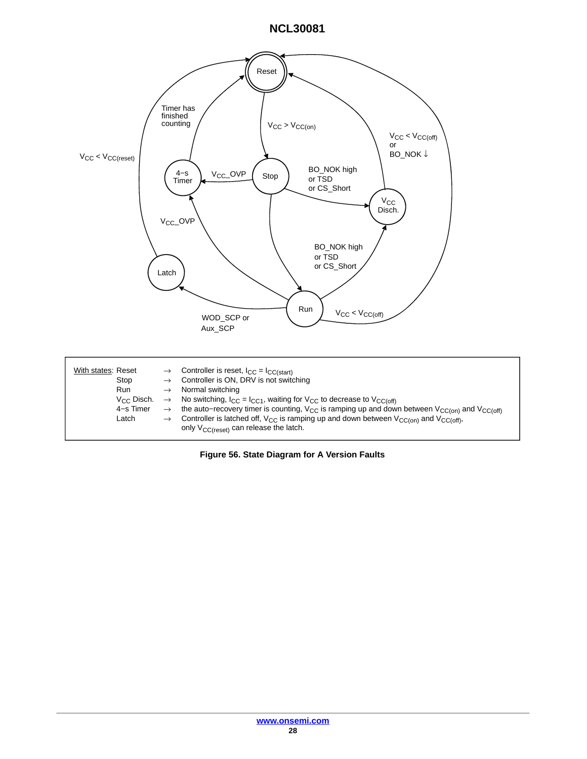Reset

$V_{CC} > V_{CC(on)}$

Timer has finished counting

$V_{CC} < V_{CC(reset)}$

4−s Timer

$V_{CC}$_OVP

Stop

BO_NOK high or TSD or CS_Short

$V_{CC} < V_{CC(off)}$ or BO_NOK ↓

$V_{CC}$ Disch.

$V_{CC}$_OVP

BO_NOK high or TSD or CS_Short

Latch

Run

WOD_SCP or Aux_SCP

$V_{CC} < V_{CC(off)}$

| With states: | | |
|---|---|---|
| Reset | → | Controller is reset, $I_{CC} = I_{CC(start)}$ |
| Stop | → | Controller is ON, DRV is not switching |
| Run | → | Normal switching |
| $V_{CC}$ Disch. | → | No switching, $I_{CC} = I_{CC1}$, waiting for $V_{CC}$ to decrease to $V_{CC(off)}$ |
| 4−s Timer | → | the auto−recovery timer is counting, $V_{CC}$ is ramping up and down between $V_{CC(on)}$ and $V_{CC(off)}$ |
| Latch | → | Controller is latched off, $V_{CC}$ is ramping up and down between $V_{CC(on)}$ and $V_{CC(off)}$, only $V_{CC(reset)}$ can release the latch. |

**Figure 56. State Diagram for A Version Faults**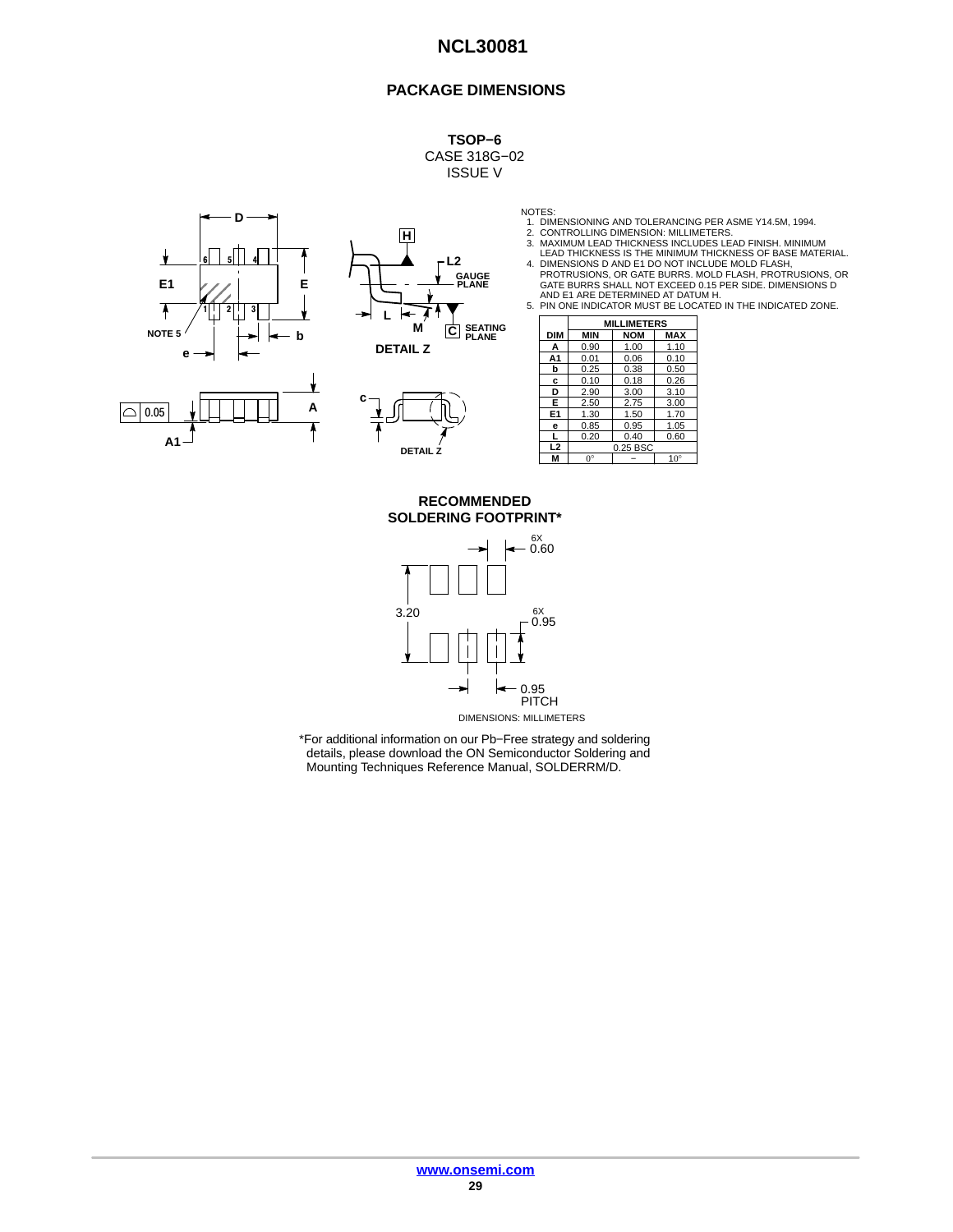## PACKAGE DIMENSIONS

**TSOP−6**
CASE 318G−02
ISSUE V

NOTES:
1. DIMENSIONING AND TOLERANCING PER ASME Y14.5M, 1994.
2. CONTROLLING DIMENSION: MILLIMETERS.
3. MAXIMUM LEAD THICKNESS INCLUDES LEAD FINISH. MINIMUM LEAD THICKNESS IS THE MINIMUM THICKNESS OF BASE MATERIAL.
4. DIMENSIONS D AND E1 DO NOT INCLUDE MOLD FLASH, PROTRUSIONS, OR GATE BURRS. MOLD FLASH, PROTRUSIONS, OR GATE BURRS SHALL NOT EXCEED 0.15 PER SIDE. DIMENSIONS D AND E1 ARE DETERMINED AT DATUM H.
5. PIN ONE INDICATOR MUST BE LOCATED IN THE INDICATED ZONE.

| DIM | MILLIMETERS MIN | NOM | MAX |
|---|---|---|---|
| A | 0.90 | 1.00 | 1.10 |
| A1 | 0.01 | 0.06 | 0.10 |
| b | 0.25 | 0.38 | 0.50 |
| c | 0.10 | 0.18 | 0.26 |
| D | 2.90 | 3.00 | 3.10 |
| E | 2.50 | 2.75 | 3.00 |
| E1 | 1.30 | 1.50 | 1.70 |
| e | 0.85 | 0.95 | 1.05 |
| L | 0.20 | 0.40 | 0.60 |
| L2 | | 0.25 BSC | |
| M | 0° | − | 10° |

DETAIL Z

### RECOMMENDED SOLDERING FOOTPRINT*

6X 0.60; 3.20; 6X 0.95; 0.95 PITCH

DIMENSIONS: MILLIMETERS

*For additional information on our Pb−Free strategy and soldering details, please download the ON Semiconductor Soldering and Mounting Techniques Reference Manual, SOLDERRM/D.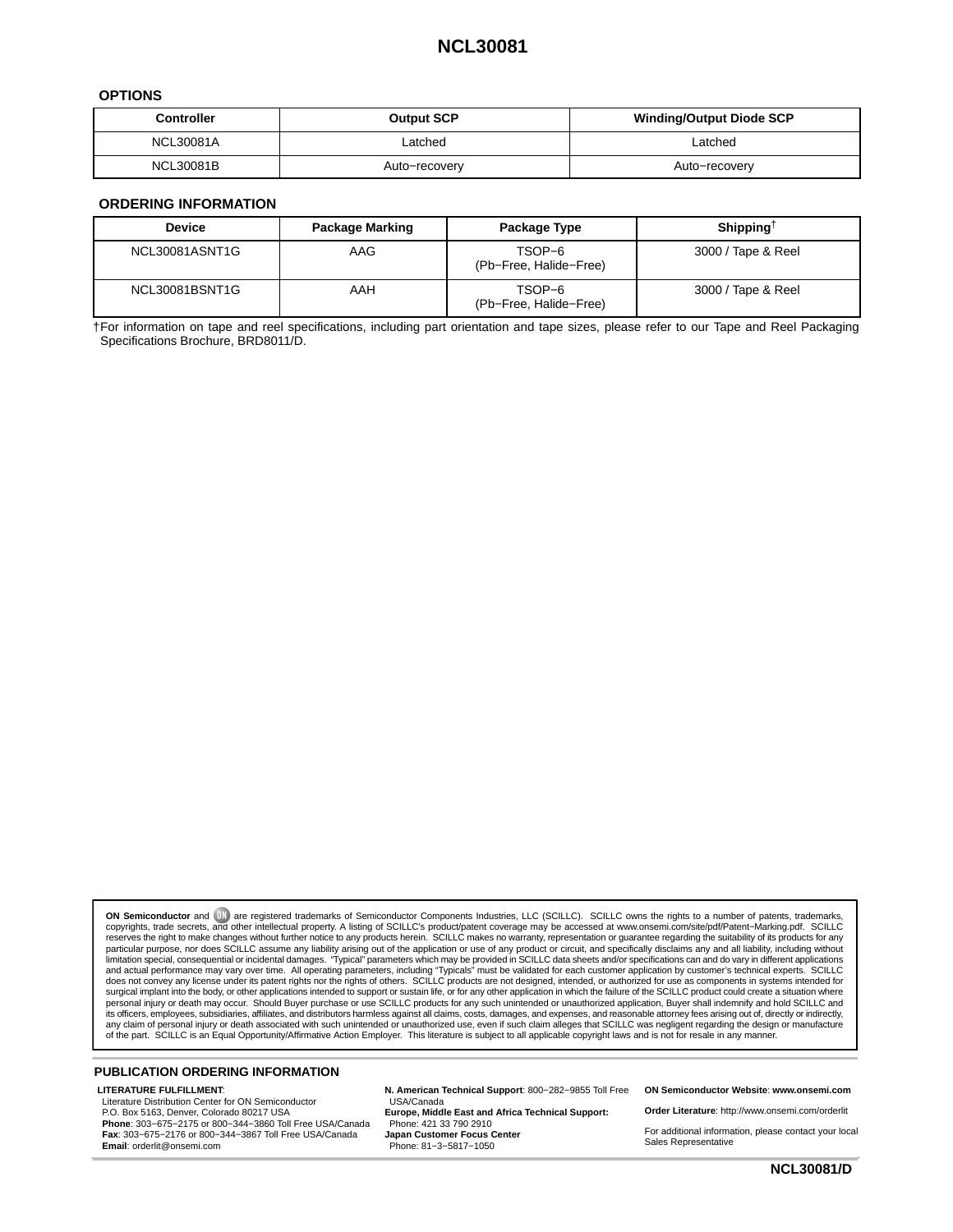## OPTIONS

| Controller | Output SCP | Winding/Output Diode SCP |
|---|---|---|
| NCL30081A | Latched | Latched |
| NCL30081B | Auto−recovery | Auto−recovery |

## ORDERING INFORMATION

| Device | Package Marking | Package Type | Shipping† |
|---|---|---|---|
| NCL30081ASNT1G | AAG | TSOP−6 (Pb−Free, Halide−Free) | 3000 / Tape & Reel |
| NCL30081BSNT1G | AAH | TSOP−6 (Pb−Free, Halide−Free) | 3000 / Tape & Reel |

†For information on tape and reel specifications, including part orientation and tape sizes, please refer to our Tape and Reel Packaging Specifications Brochure, BRD8011/D.

**ON Semiconductor** and ON are registered trademarks of Semiconductor Components Industries, LLC (SCILLC). SCILLC owns the rights to a number of patents, trademarks, copyrights, trade secrets, and other intellectual property. A listing of SCILLC's product/patent coverage may be accessed at www.onsemi.com/site/pdf/Patent−Marking.pdf. SCILLC reserves the right to make changes without further notice to any products herein. SCILLC makes no warranty, representation or guarantee regarding the suitability of its products for any particular purpose, nor does SCILLC assume any liability arising out of the application or use of any product or circuit, and specifically disclaims any and all liability, including without limitation special, consequential or incidental damages. "Typical" parameters which may be provided in SCILLC data sheets and/or specifications can and do vary in different applications and actual performance may vary over time. All operating parameters, including "Typicals" must be validated for each customer application by customer's technical experts. SCILLC does not convey any license under its patent rights nor the rights of others. SCILLC products are not designed, intended, or authorized for use as components in systems intended for surgical implant into the body, or other applications intended to support or sustain life, or for any other application in which the failure of the SCILLC product could create a situation where personal injury or death may occur. Should Buyer purchase or use SCILLC products for any such unintended or unauthorized application, Buyer shall indemnify and hold SCILLC and its officers, employees, subsidiaries, affiliates, and distributors harmless against all claims, costs, damages, and expenses, and reasonable attorney fees arising out of, directly or indirectly, any claim of personal injury or death associated with such unintended or unauthorized use, even if such claim alleges that SCILLC was negligent regarding the design or manufacture of the part. SCILLC is an Equal Opportunity/Affirmative Action Employer. This literature is subject to all applicable copyright laws and is not for resale in any manner.

## PUBLICATION ORDERING INFORMATION

**LITERATURE FULFILLMENT**:
Literature Distribution Center for ON Semiconductor
P.O. Box 5163, Denver, Colorado 80217 USA
**Phone**: 303−675−2175 or 800−344−3860 Toll Free USA/Canada
**Fax**: 303−675−2176 or 800−344−3867 Toll Free USA/Canada
**Email**: orderlit@onsemi.com

**N. American Technical Support**: 800−282−9855 Toll Free USA/Canada
**Europe, Middle East and Africa Technical Support:**
Phone: 421 33 790 2910
**Japan Customer Focus Center**
Phone: 81−3−5817−1050

**ON Semiconductor Website**: **www.onsemi.com**

**Order Literature**: http://www.onsemi.com/orderlit

For additional information, please contact your local Sales Representative

**NCL30081/D**